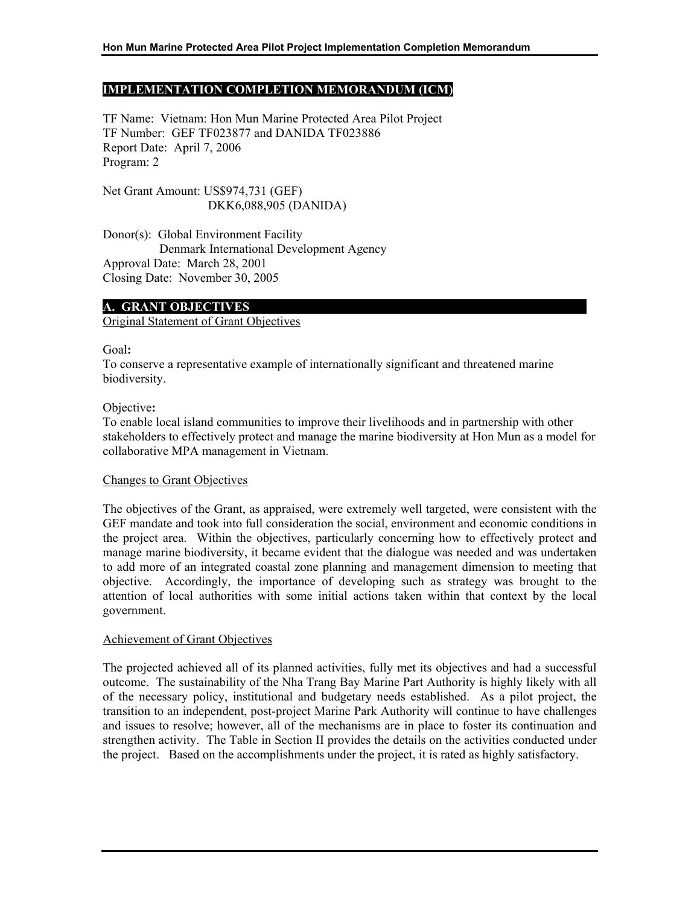## IMPLEMENTATION COMPLETION MEMORANDUM (ICM)

TF Name: Vietnam: Hon Mun Marine Protected Area Pilot Project
TF Number: GEF TF023877 and DANIDA TF023886
Report Date: April 7, 2006
Program: 2

Net Grant Amount: US$974,731 (GEF)
DKK6,088,905 (DANIDA)

Donor(s): Global Environment Facility
Denmark International Development Agency
Approval Date: March 28, 2001
Closing Date: November 30, 2005

## A. GRANT OBJECTIVES

Original Statement of Grant Objectives

Goal**:**
To conserve a representative example of internationally significant and threatened marine biodiversity.

Objective**:**
To enable local island communities to improve their livelihoods and in partnership with other stakeholders to effectively protect and manage the marine biodiversity at Hon Mun as a model for collaborative MPA management in Vietnam.

Changes to Grant Objectives

The objectives of the Grant, as appraised, were extremely well targeted, were consistent with the GEF mandate and took into full consideration the social, environment and economic conditions in the project area. Within the objectives, particularly concerning how to effectively protect and manage marine biodiversity, it became evident that the dialogue was needed and was undertaken to add more of an integrated coastal zone planning and management dimension to meeting that objective. Accordingly, the importance of developing such as strategy was brought to the attention of local authorities with some initial actions taken within that context by the local government.

Achievement of Grant Objectives

The projected achieved all of its planned activities, fully met its objectives and had a successful outcome. The sustainability of the Nha Trang Bay Marine Part Authority is highly likely with all of the necessary policy, institutional and budgetary needs established. As a pilot project, the transition to an independent, post-project Marine Park Authority will continue to have challenges and issues to resolve; however, all of the mechanisms are in place to foster its continuation and strengthen activity. The Table in Section II provides the details on the activities conducted under the project. Based on the accomplishments under the project, it is rated as highly satisfactory.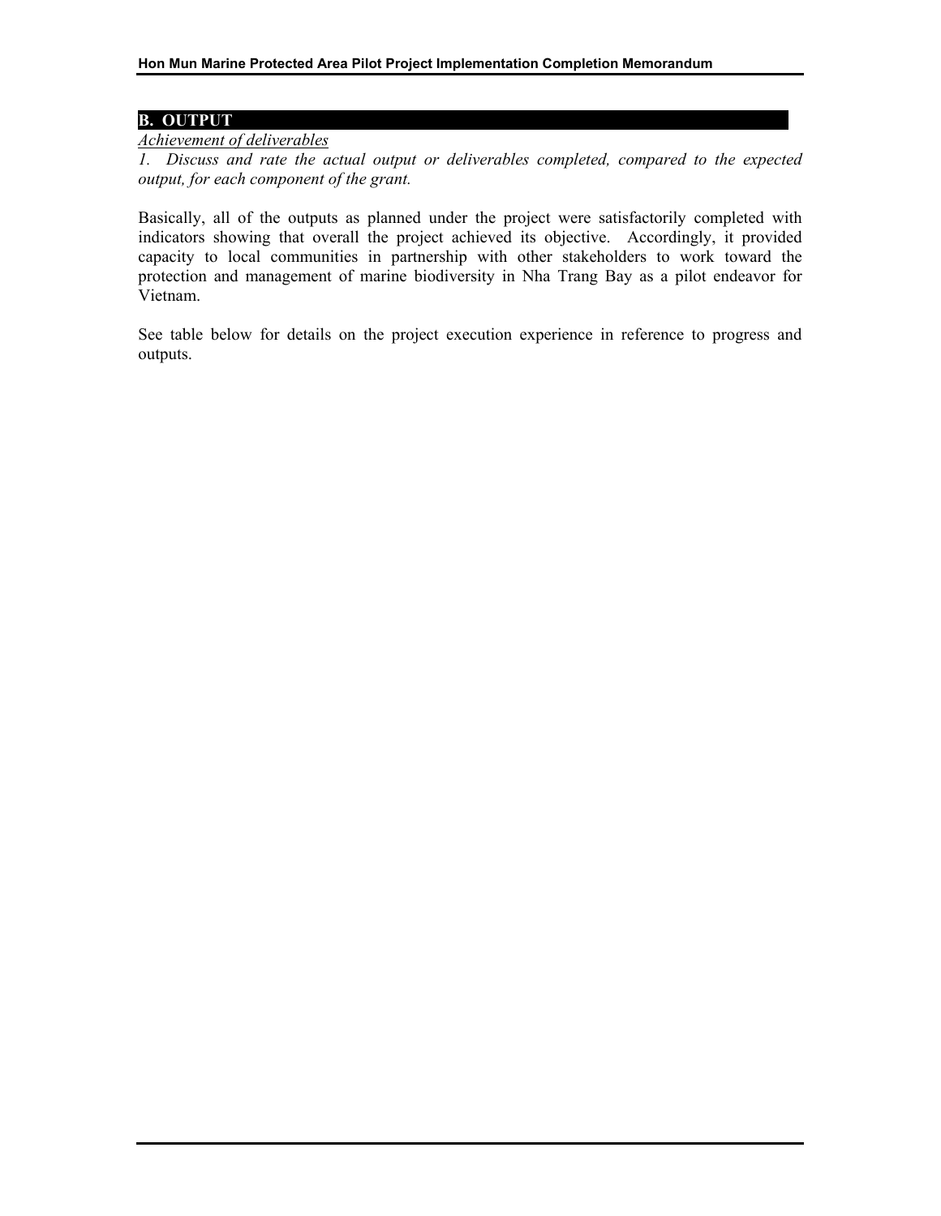## B. OUTPUT

_Achievement of deliverables_

*1. Discuss and rate the actual output or deliverables completed, compared to the expected output, for each component of the grant.*

Basically, all of the outputs as planned under the project were satisfactorily completed with indicators showing that overall the project achieved its objective. Accordingly, it provided capacity to local communities in partnership with other stakeholders to work toward the protection and management of marine biodiversity in Nha Trang Bay as a pilot endeavor for Vietnam.

See table below for details on the project execution experience in reference to progress and outputs.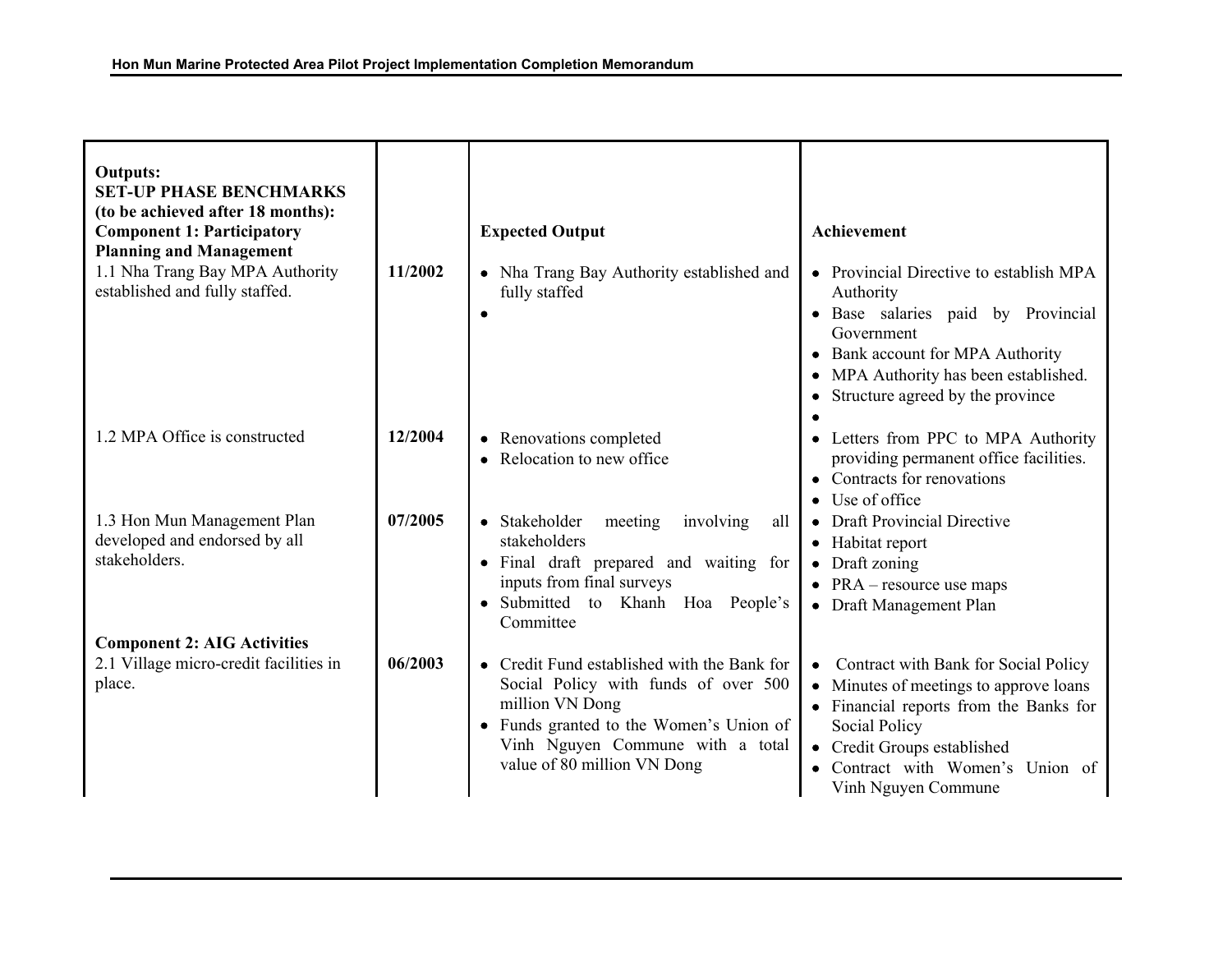| **Outputs:**<br>**SET-UP PHASE BENCHMARKS (to be achieved after 18 months):**<br>**Component 1: Participatory Planning and Management** | | **Expected Output** | **Achievement** |
|---|---|---|---|
| 1.1 Nha Trang Bay MPA Authority established and fully staffed. | **11/2002** | • Nha Trang Bay Authority established and fully staffed<br>• | • Provincial Directive to establish MPA Authority<br>• Base salaries paid by Provincial Government<br>• Bank account for MPA Authority<br>• MPA Authority has been established.<br>• Structure agreed by the province<br>• |
| 1.2 MPA Office is constructed | **12/2004** | • Renovations completed<br>• Relocation to new office | • Letters from PPC to MPA Authority providing permanent office facilities.<br>• Contracts for renovations<br>• Use of office |
| 1.3 Hon Mun Management Plan developed and endorsed by all stakeholders. | **07/2005** | • Stakeholder meeting involving all stakeholders<br>• Final draft prepared and waiting for inputs from final surveys<br>• Submitted to Khanh Hoa People's Committee | • Draft Provincial Directive<br>• Habitat report<br>• Draft zoning<br>• PRA – resource use maps<br>• Draft Management Plan |
| **Component 2: AIG Activities**<br>2.1 Village micro-credit facilities in place. | **06/2003** | • Credit Fund established with the Bank for Social Policy with funds of over 500 million VN Dong<br>• Funds granted to the Women's Union of Vinh Nguyen Commune with a total value of 80 million VN Dong | • Contract with Bank for Social Policy<br>• Minutes of meetings to approve loans<br>• Financial reports from the Banks for Social Policy<br>• Credit Groups established<br>• Contract with Women's Union of Vinh Nguyen Commune |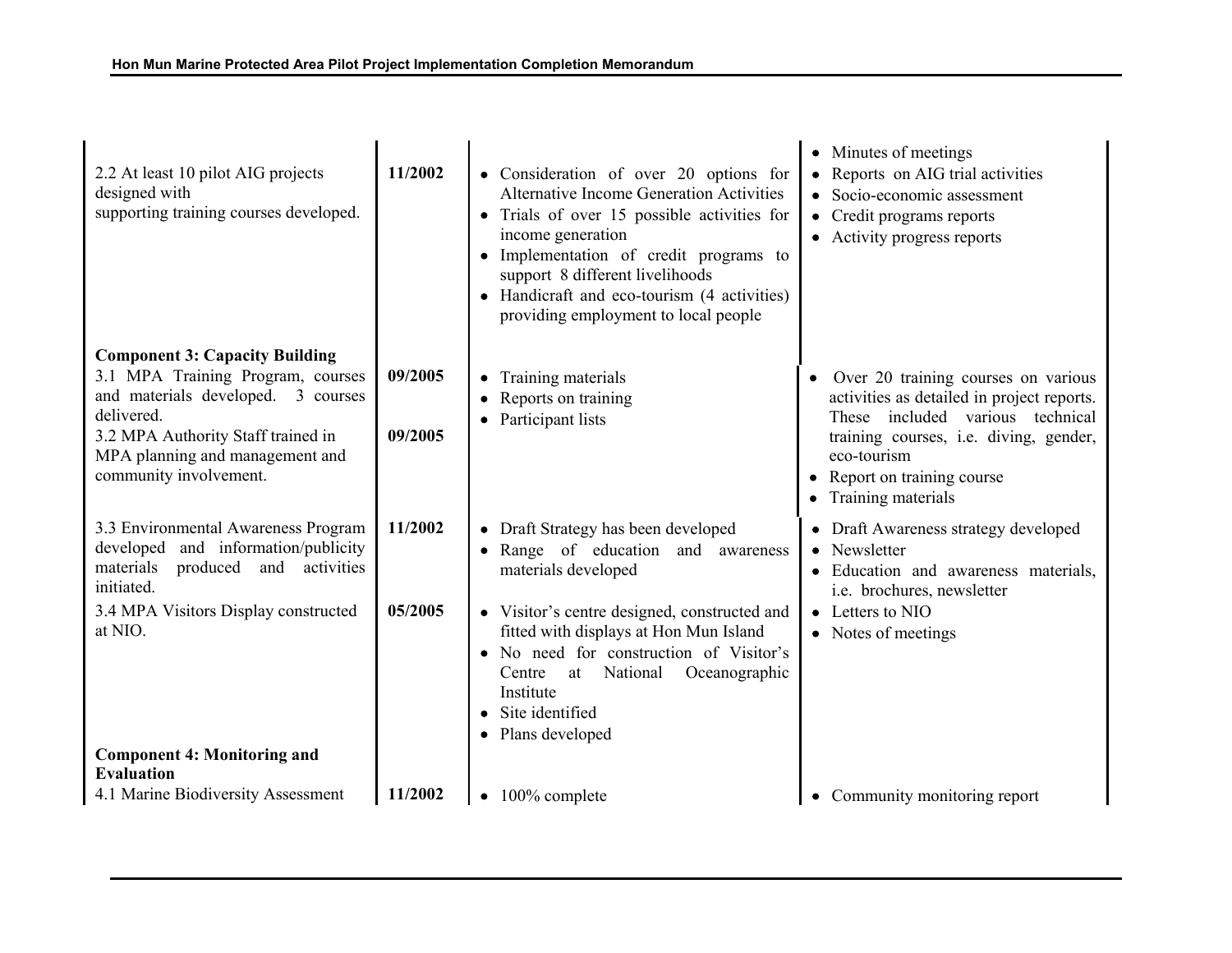| | | | |
|---|---|---|---|
| 2.2 At least 10 pilot AIG projects designed with supporting training courses developed. | **11/2002** | • Consideration of over 20 options for Alternative Income Generation Activities<br>• Trials of over 15 possible activities for income generation<br>• Implementation of credit programs to support 8 different livelihoods<br>• Handicraft and eco-tourism (4 activities) providing employment to local people | • Minutes of meetings<br>• Reports on AIG trial activities<br>• Socio-economic assessment<br>• Credit programs reports<br>• Activity progress reports |
| **Component 3: Capacity Building** | | | |
| 3.1 MPA Training Program, courses and materials developed. 3 courses delivered. | **09/2005** | • Training materials<br>• Reports on training<br>• Participant lists | • Over 20 training courses on various activities as detailed in project reports. These included various technical training courses, i.e. diving, gender, eco-tourism<br>• Report on training course<br>• Training materials |
| 3.2 MPA Authority Staff trained in MPA planning and management and community involvement. | **09/2005** | | |
| 3.3 Environmental Awareness Program developed and information/publicity materials produced and activities initiated. | **11/2002** | • Draft Strategy has been developed<br>• Range of education and awareness materials developed | • Draft Awareness strategy developed<br>• Newsletter<br>• Education and awareness materials, i.e. brochures, newsletter |
| 3.4 MPA Visitors Display constructed at NIO. | **05/2005** | • Visitor's centre designed, constructed and fitted with displays at Hon Mun Island<br>• No need for construction of Visitor's Centre at National Oceanographic Institute<br>• Site identified<br>• Plans developed | • Letters to NIO<br>• Notes of meetings |
| **Component 4: Monitoring and Evaluation** | | | |
| 4.1 Marine Biodiversity Assessment | **11/2002** | • 100% complete | • Community monitoring report |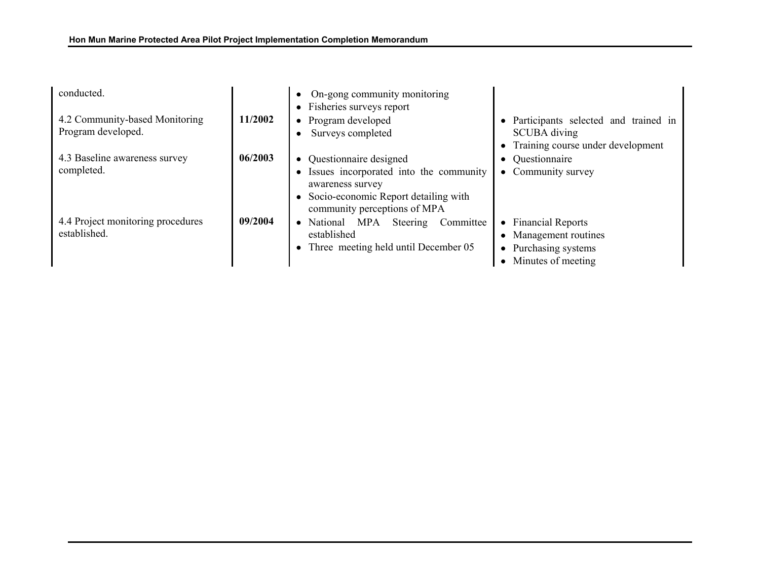| | | | |
|---|---|---|---|
| conducted. | | • On-gong community monitoring<br>• Fisheries surveys report | |
| 4.2 Community-based Monitoring Program developed. | **11/2002** | • Program developed<br>• Surveys completed | • Participants selected and trained in SCUBA diving<br>• Training course under development |
| 4.3 Baseline awareness survey completed. | **06/2003** | • Questionnaire designed<br>• Issues incorporated into the community awareness survey<br>• Socio-economic Report detailing with community perceptions of MPA | • Questionnaire<br>• Community survey |
| 4.4 Project monitoring procedures established. | **09/2004** | • National MPA Steering Committee established<br>• Three meeting held until December 05 | • Financial Reports<br>• Management routines<br>• Purchasing systems<br>• Minutes of meeting |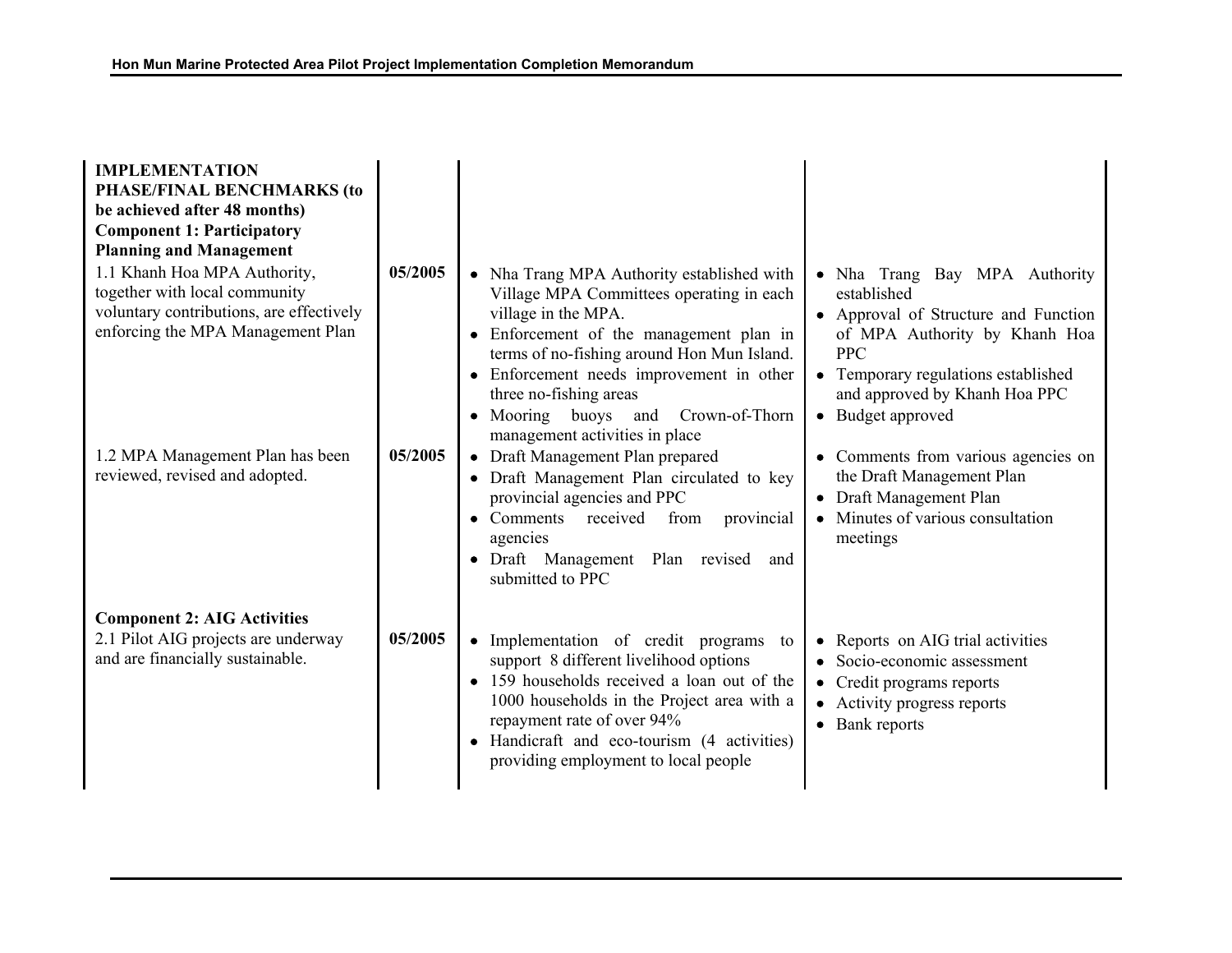| | | | |
|---|---|---|---|
| **IMPLEMENTATION PHASE/FINAL BENCHMARKS (to be achieved after 48 months)** **Component 1: Participatory Planning and Management** | | | |
| 1.1 Khanh Hoa MPA Authority, together with local community voluntary contributions, are effectively enforcing the MPA Management Plan | **05/2005** | • Nha Trang MPA Authority established with Village MPA Committees operating in each village in the MPA.<br>• Enforcement of the management plan in terms of no-fishing around Hon Mun Island.<br>• Enforcement needs improvement in other three no-fishing areas<br>• Mooring buoys and Crown-of-Thorn management activities in place | • Nha Trang Bay MPA Authority established<br>• Approval of Structure and Function of MPA Authority by Khanh Hoa PPC<br>• Temporary regulations established and approved by Khanh Hoa PPC<br>• Budget approved |
| 1.2 MPA Management Plan has been reviewed, revised and adopted. | **05/2005** | • Draft Management Plan prepared<br>• Draft Management Plan circulated to key provincial agencies and PPC<br>• Comments received from provincial agencies<br>• Draft Management Plan revised and submitted to PPC | • Comments from various agencies on the Draft Management Plan<br>• Draft Management Plan<br>• Minutes of various consultation meetings |
| **Component 2: AIG Activities** | | | |
| 2.1 Pilot AIG projects are underway and are financially sustainable. | **05/2005** | • Implementation of credit programs to support 8 different livelihood options<br>• 159 households received a loan out of the 1000 households in the Project area with a repayment rate of over 94%<br>• Handicraft and eco-tourism (4 activities) providing employment to local people | • Reports on AIG trial activities<br>• Socio-economic assessment<br>• Credit programs reports<br>• Activity progress reports<br>• Bank reports |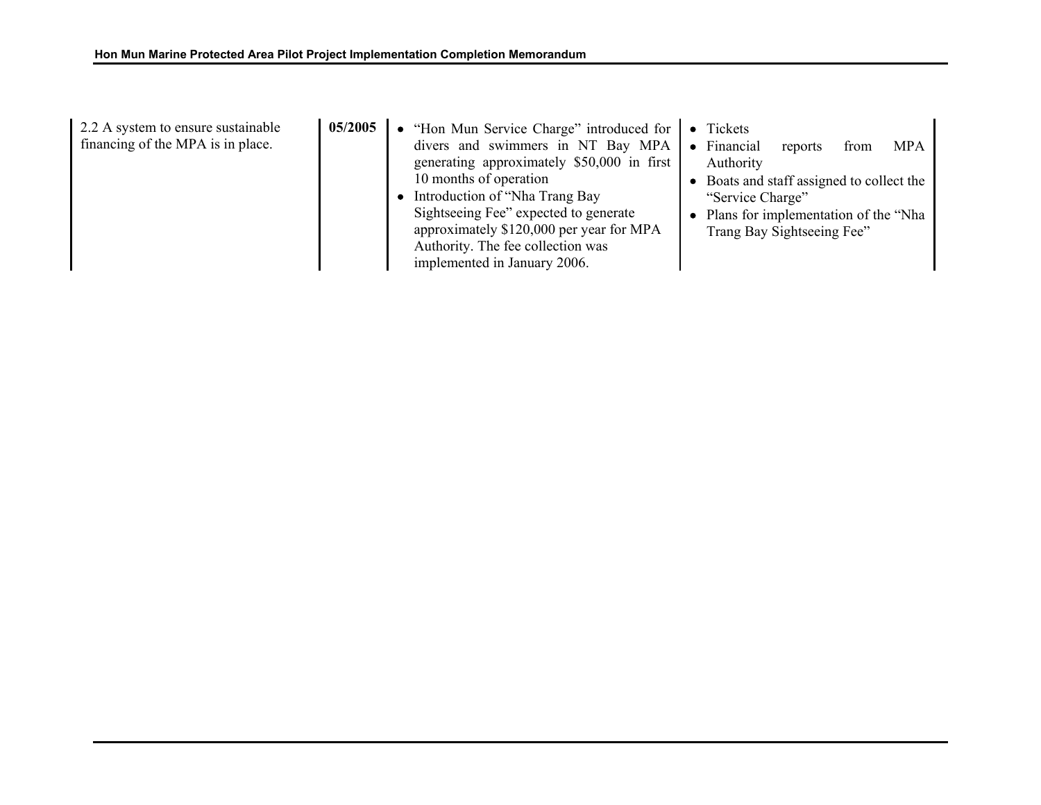| | | | |
|---|---|---|---|
| 2.2 A system to ensure sustainable financing of the MPA is in place. | **05/2005** | • "Hon Mun Service Charge" introduced for divers and swimmers in NT Bay MPA generating approximately $50,000 in first 10 months of operation<br>• Introduction of "Nha Trang Bay Sightseeing Fee" expected to generate approximately $120,000 per year for MPA Authority. The fee collection was implemented in January 2006. | • Tickets<br>• Financial reports from MPA Authority<br>• Boats and staff assigned to collect the "Service Charge"<br>• Plans for implementation of the "Nha Trang Bay Sightseeing Fee" |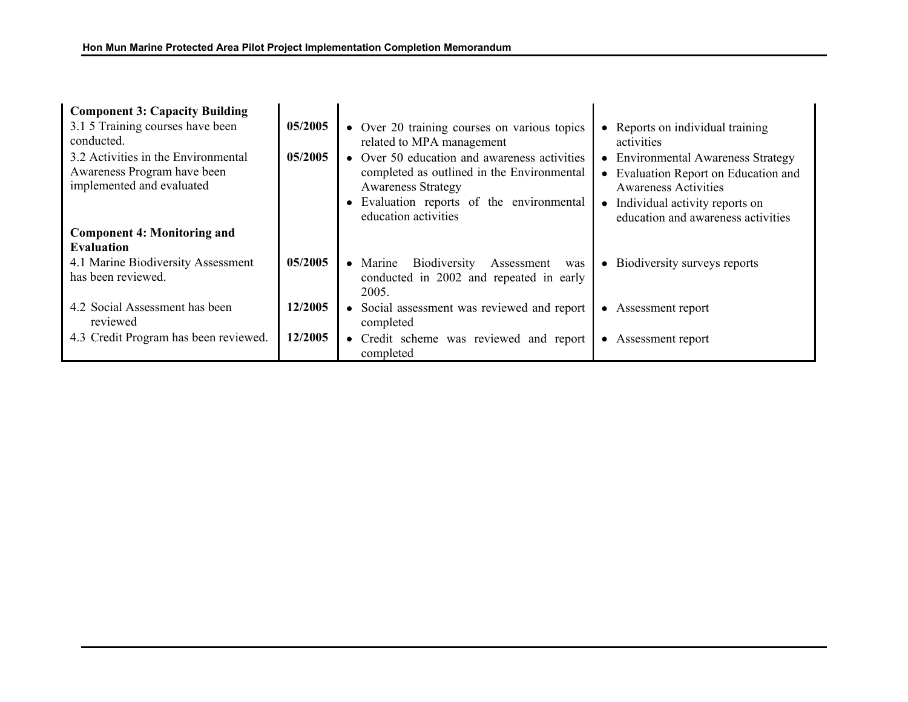| | | | |
|---|---|---|---|
| **Component 3: Capacity Building** | | | |
| 3.1 5 Training courses have been conducted. | **05/2005** | • Over 20 training courses on various topics related to MPA management | • Reports on individual training activities |
| 3.2 Activities in the Environmental Awareness Program have been implemented and evaluated | **05/2005** | • Over 50 education and awareness activities completed as outlined in the Environmental Awareness Strategy<br>• Evaluation reports of the environmental education activities | • Environmental Awareness Strategy<br>• Evaluation Report on Education and Awareness Activities<br>• Individual activity reports on education and awareness activities |
| **Component 4: Monitoring and Evaluation** | | | |
| 4.1 Marine Biodiversity Assessment has been reviewed. | **05/2005** | • Marine Biodiversity Assessment was conducted in 2002 and repeated in early 2005. | • Biodiversity surveys reports |
| 4.2 Social Assessment has been reviewed | **12/2005** | • Social assessment was reviewed and report completed | • Assessment report |
| 4.3 Credit Program has been reviewed. | **12/2005** | • Credit scheme was reviewed and report completed | • Assessment report |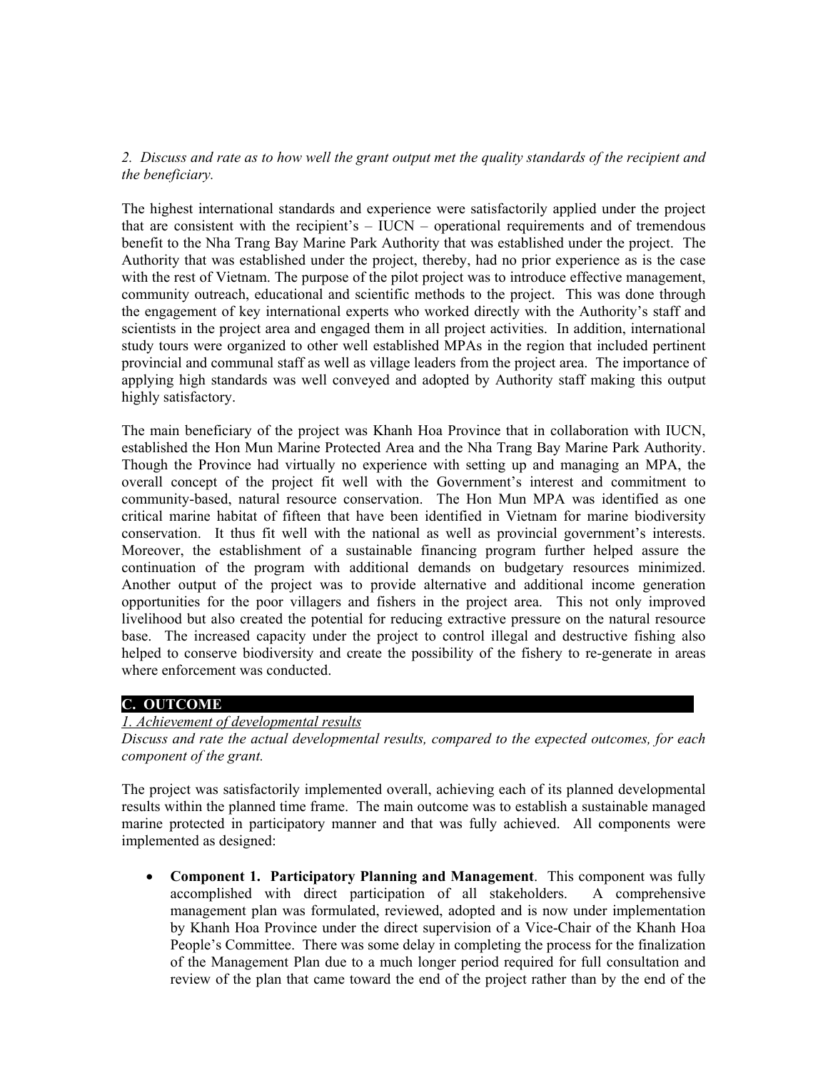*2. Discuss and rate as to how well the grant output met the quality standards of the recipient and the beneficiary.*

The highest international standards and experience were satisfactorily applied under the project that are consistent with the recipient's – IUCN – operational requirements and of tremendous benefit to the Nha Trang Bay Marine Park Authority that was established under the project. The Authority that was established under the project, thereby, had no prior experience as is the case with the rest of Vietnam. The purpose of the pilot project was to introduce effective management, community outreach, educational and scientific methods to the project. This was done through the engagement of key international experts who worked directly with the Authority's staff and scientists in the project area and engaged them in all project activities. In addition, international study tours were organized to other well established MPAs in the region that included pertinent provincial and communal staff as well as village leaders from the project area. The importance of applying high standards was well conveyed and adopted by Authority staff making this output highly satisfactory.

The main beneficiary of the project was Khanh Hoa Province that in collaboration with IUCN, established the Hon Mun Marine Protected Area and the Nha Trang Bay Marine Park Authority. Though the Province had virtually no experience with setting up and managing an MPA, the overall concept of the project fit well with the Government's interest and commitment to community-based, natural resource conservation. The Hon Mun MPA was identified as one critical marine habitat of fifteen that have been identified in Vietnam for marine biodiversity conservation. It thus fit well with the national as well as provincial government's interests. Moreover, the establishment of a sustainable financing program further helped assure the continuation of the program with additional demands on budgetary resources minimized. Another output of the project was to provide alternative and additional income generation opportunities for the poor villagers and fishers in the project area. This not only improved livelihood but also created the potential for reducing extractive pressure on the natural resource base. The increased capacity under the project to control illegal and destructive fishing also helped to conserve biodiversity and create the possibility of the fishery to re-generate in areas where enforcement was conducted.

## C. OUTCOME

*1. Achievement of developmental results*

*Discuss and rate the actual developmental results, compared to the expected outcomes, for each component of the grant.*

The project was satisfactorily implemented overall, achieving each of its planned developmental results within the planned time frame. The main outcome was to establish a sustainable managed marine protected in participatory manner and that was fully achieved. All components were implemented as designed:

- **Component 1. Participatory Planning and Management**. This component was fully accomplished with direct participation of all stakeholders. A comprehensive management plan was formulated, reviewed, adopted and is now under implementation by Khanh Hoa Province under the direct supervision of a Vice-Chair of the Khanh Hoa People's Committee. There was some delay in completing the process for the finalization of the Management Plan due to a much longer period required for full consultation and review of the plan that came toward the end of the project rather than by the end of the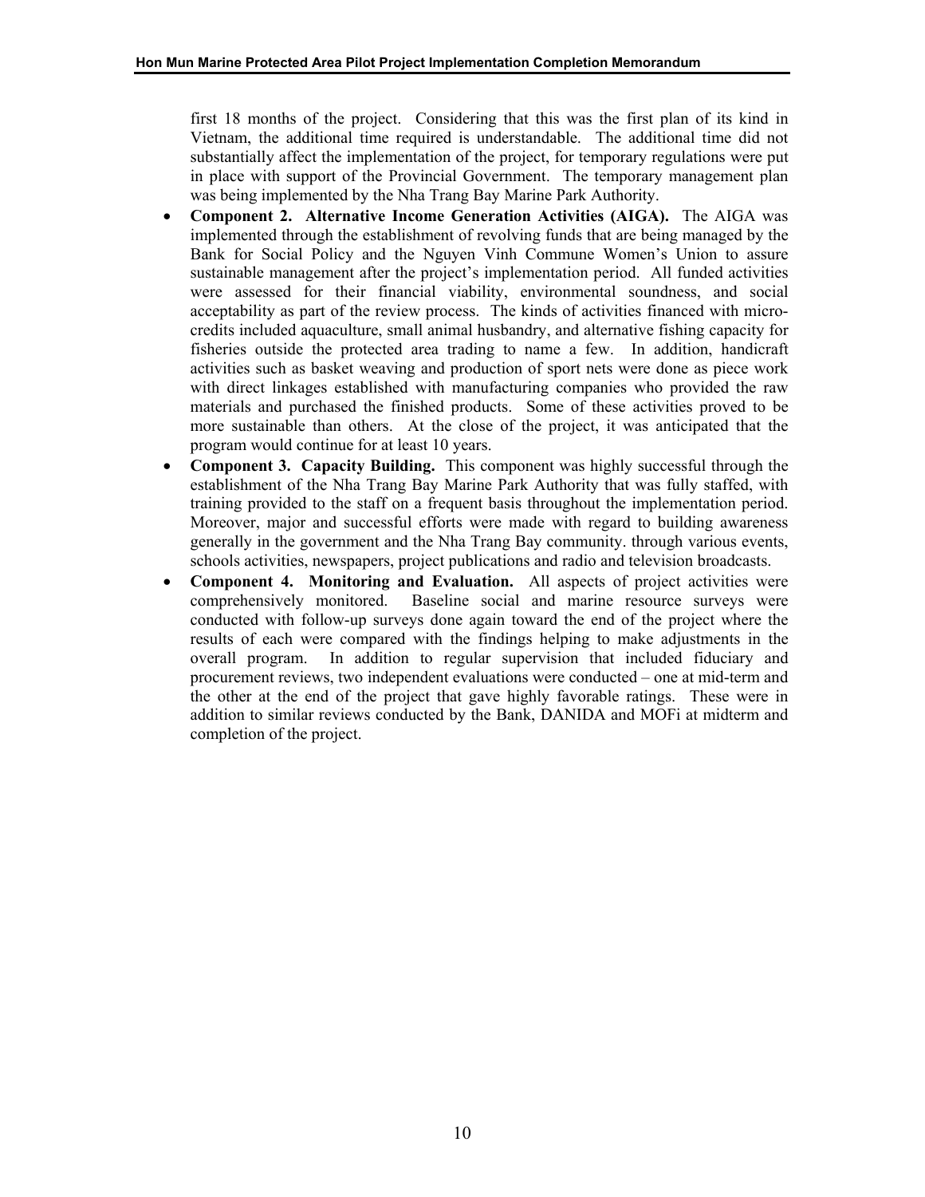first 18 months of the project. Considering that this was the first plan of its kind in Vietnam, the additional time required is understandable. The additional time did not substantially affect the implementation of the project, for temporary regulations were put in place with support of the Provincial Government. The temporary management plan was being implemented by the Nha Trang Bay Marine Park Authority.

- **Component 2. Alternative Income Generation Activities (AIGA).** The AIGA was implemented through the establishment of revolving funds that are being managed by the Bank for Social Policy and the Nguyen Vinh Commune Women's Union to assure sustainable management after the project's implementation period. All funded activities were assessed for their financial viability, environmental soundness, and social acceptability as part of the review process. The kinds of activities financed with micro-credits included aquaculture, small animal husbandry, and alternative fishing capacity for fisheries outside the protected area trading to name a few. In addition, handicraft activities such as basket weaving and production of sport nets were done as piece work with direct linkages established with manufacturing companies who provided the raw materials and purchased the finished products. Some of these activities proved to be more sustainable than others. At the close of the project, it was anticipated that the program would continue for at least 10 years.
- **Component 3. Capacity Building.** This component was highly successful through the establishment of the Nha Trang Bay Marine Park Authority that was fully staffed, with training provided to the staff on a frequent basis throughout the implementation period. Moreover, major and successful efforts were made with regard to building awareness generally in the government and the Nha Trang Bay community. through various events, schools activities, newspapers, project publications and radio and television broadcasts.
- **Component 4. Monitoring and Evaluation.** All aspects of project activities were comprehensively monitored. Baseline social and marine resource surveys were conducted with follow-up surveys done again toward the end of the project where the results of each were compared with the findings helping to make adjustments in the overall program. In addition to regular supervision that included fiduciary and procurement reviews, two independent evaluations were conducted – one at mid-term and the other at the end of the project that gave highly favorable ratings. These were in addition to similar reviews conducted by the Bank, DANIDA and MOFi at midterm and completion of the project.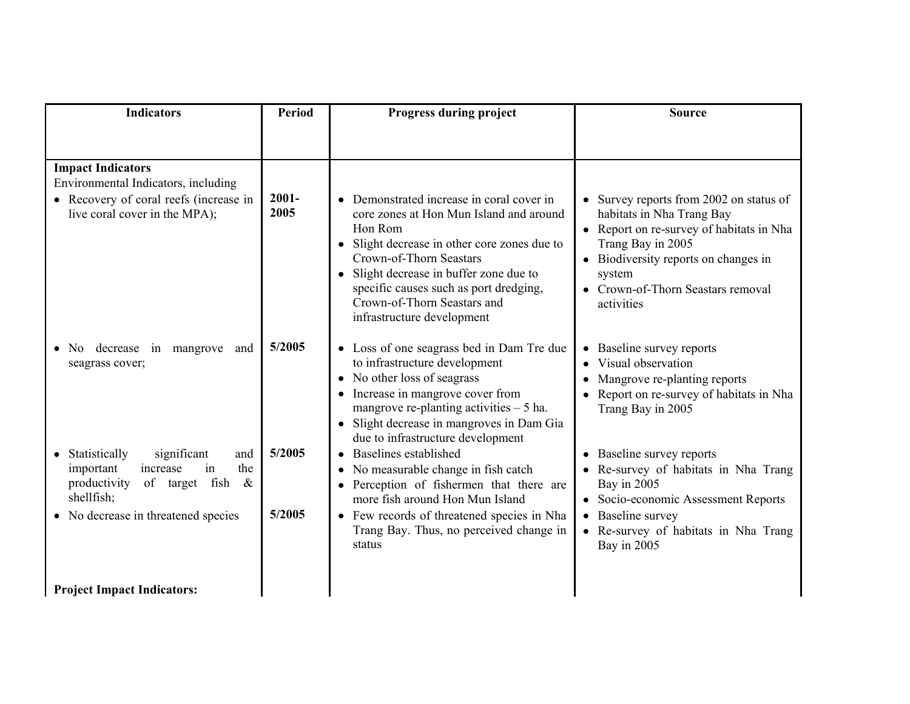| Indicators | Period | Progress during project | Source |
|---|---|---|---|
| **Impact Indicators**<br>Environmental Indicators, including<br>• Recovery of coral reefs (increase in live coral cover in the MPA); | **2001-2005** | • Demonstrated increase in coral cover in core zones at Hon Mun Island and around Hon Rom<br>• Slight decrease in other core zones due to Crown-of-Thorn Seastars<br>• Slight decrease in buffer zone due to specific causes such as port dredging, Crown-of-Thorn Seastars and infrastructure development | • Survey reports from 2002 on status of habitats in Nha Trang Bay<br>• Report on re-survey of habitats in Nha Trang Bay in 2005<br>• Biodiversity reports on changes in system<br>• Crown-of-Thorn Seastars removal activities |
| • No decrease in mangrove and seagrass cover; | **5/2005** | • Loss of one seagrass bed in Dam Tre due to infrastructure development<br>• No other loss of seagrass<br>• Increase in mangrove cover from mangrove re-planting activities – 5 ha.<br>• Slight decrease in mangroves in Dam Gia due to infrastructure development | • Baseline survey reports<br>• Visual observation<br>• Mangrove re-planting reports<br>• Report on re-survey of habitats in Nha Trang Bay in 2005 |
| • Statistically significant and important increase in the productivity of target fish & shellfish; | **5/2005** | • Baselines established<br>• No measurable change in fish catch<br>• Perception of fishermen that there are more fish around Hon Mun Island | • Baseline survey reports<br>• Re-survey of habitats in Nha Trang Bay in 2005<br>• Socio-economic Assessment Reports |
| • No decrease in threatened species | **5/2005** | • Few records of threatened species in Nha Trang Bay. Thus, no perceived change in status | • Baseline survey<br>• Re-survey of habitats in Nha Trang Bay in 2005 |
| **Project Impact Indicators:** | | | |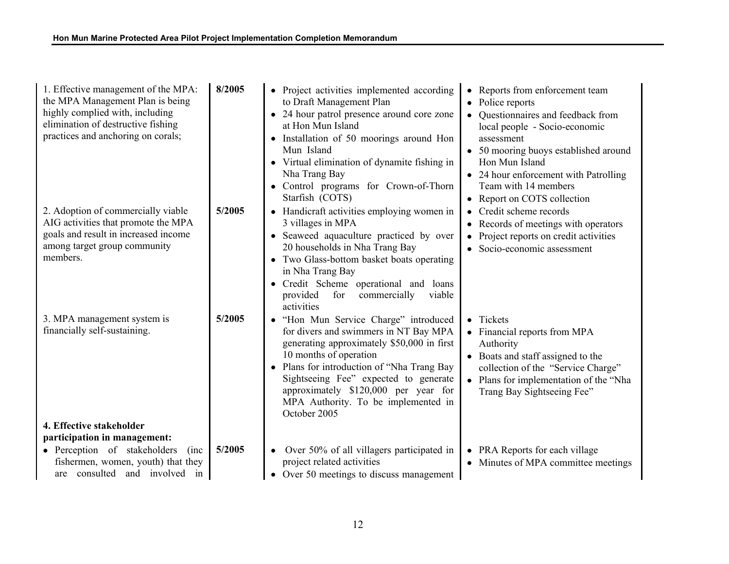| | | | |
|---|---|---|---|
| 1. Effective management of the MPA: the MPA Management Plan is being highly complied with, including elimination of destructive fishing practices and anchoring on corals; | **8/2005** | • Project activities implemented according to Draft Management Plan<br>• 24 hour patrol presence around core zone at Hon Mun Island<br>• Installation of 50 moorings around Hon Mun Island<br>• Virtual elimination of dynamite fishing in Nha Trang Bay<br>• Control programs for Crown-of-Thorn Starfish (COTS) | • Reports from enforcement team<br>• Police reports<br>• Questionnaires and feedback from local people - Socio-economic assessment<br>• 50 mooring buoys established around Hon Mun Island<br>• 24 hour enforcement with Patrolling Team with 14 members<br>• Report on COTS collection |
| 2. Adoption of commercially viable AIG activities that promote the MPA goals and result in increased income among target group community members. | **5/2005** | • Handicraft activities employing women in 3 villages in MPA<br>• Seaweed aquaculture practiced by over 20 households in Nha Trang Bay<br>• Two Glass-bottom basket boats operating in Nha Trang Bay<br>• Credit Scheme operational and loans provided for commercially viable activities | • Credit scheme records<br>• Records of meetings with operators<br>• Project reports on credit activities<br>• Socio-economic assessment |
| 3. MPA management system is financially self-sustaining. | **5/2005** | • "Hon Mun Service Charge" introduced for divers and swimmers in NT Bay MPA generating approximately $50,000 in first 10 months of operation<br>• Plans for introduction of "Nha Trang Bay Sightseeing Fee" expected to generate approximately $120,000 per year for MPA Authority. To be implemented in October 2005 | • Tickets<br>• Financial reports from MPA Authority<br>• Boats and staff assigned to the collection of the "Service Charge"<br>• Plans for implementation of the "Nha Trang Bay Sightseeing Fee" |
| **4. Effective stakeholder participation in management:** | | | |
| • Perception of stakeholders (inc fishermen, women, youth) that they are consulted and involved in | **5/2005** | • Over 50% of all villagers participated in project related activities<br>• Over 50 meetings to discuss management | • PRA Reports for each village<br>• Minutes of MPA committee meetings |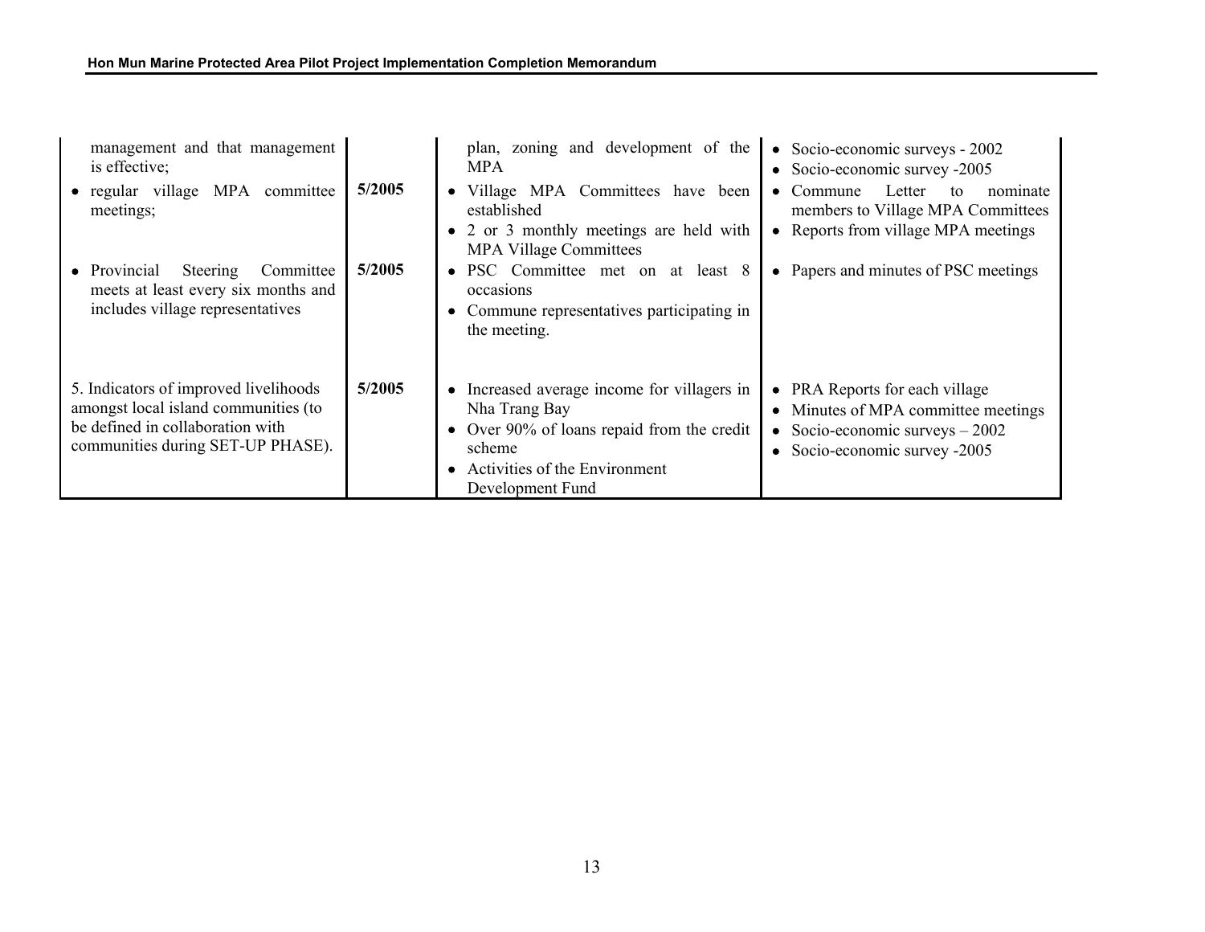| | | | |
|---|---|---|---|
| management and that management is effective; | | plan, zoning and development of the MPA | • Socio-economic surveys - 2002<br>• Socio-economic survey -2005 |
| • regular village MPA committee meetings; | **5/2005** | • Village MPA Committees have been established<br>• 2 or 3 monthly meetings are held with MPA Village Committees | • Commune Letter to nominate members to Village MPA Committees<br>• Reports from village MPA meetings |
| • Provincial Steering Committee meets at least every six months and includes village representatives | **5/2005** | • PSC Committee met on at least 8 occasions<br>• Commune representatives participating in the meeting. | • Papers and minutes of PSC meetings |
| 5. Indicators of improved livelihoods amongst local island communities (to be defined in collaboration with communities during SET-UP PHASE). | **5/2005** | • Increased average income for villagers in Nha Trang Bay<br>• Over 90% of loans repaid from the credit scheme<br>• Activities of the Environment Development Fund | • PRA Reports for each village<br>• Minutes of MPA committee meetings<br>• Socio-economic surveys – 2002<br>• Socio-economic survey -2005 |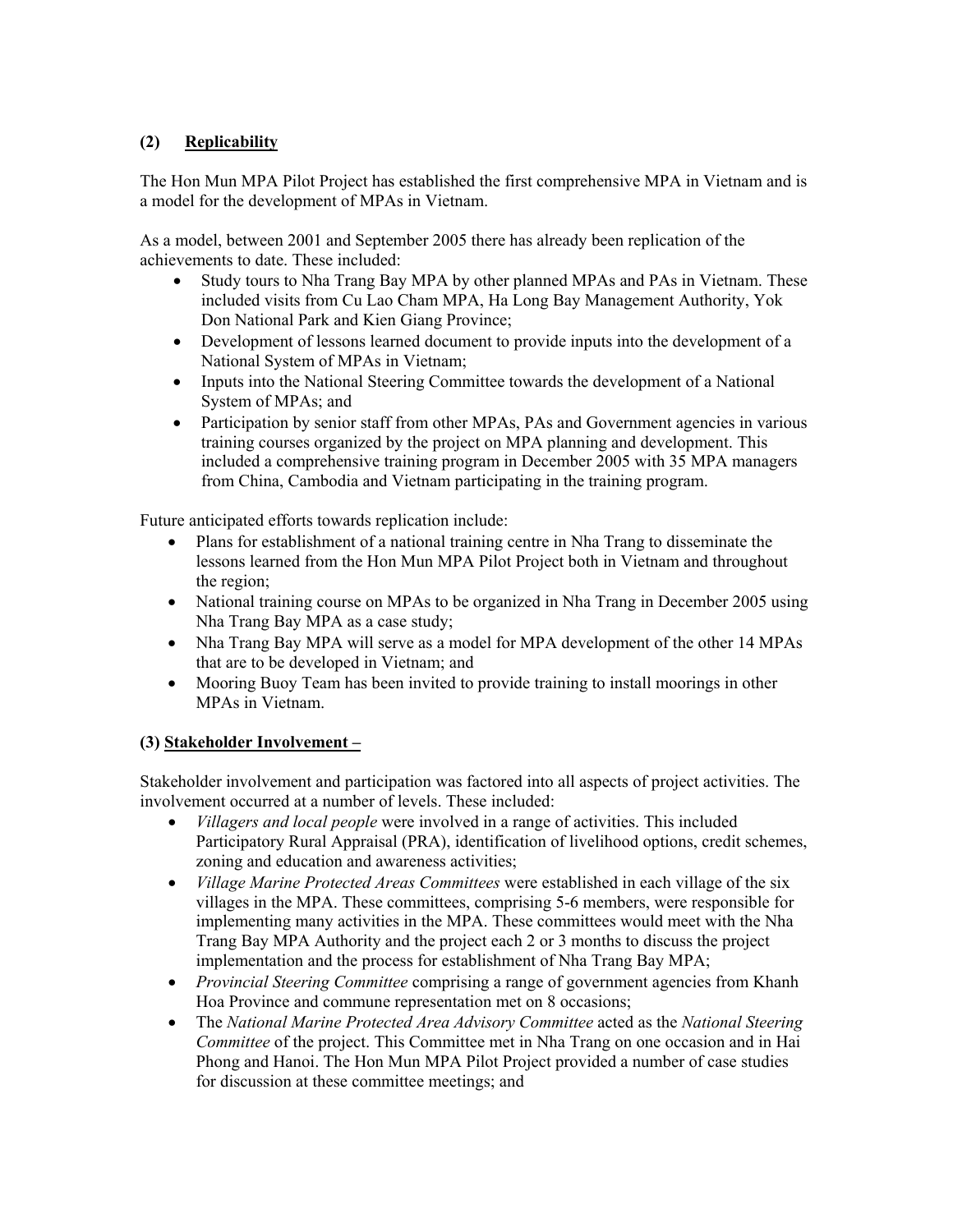**(2) Replicability**

The Hon Mun MPA Pilot Project has established the first comprehensive MPA in Vietnam and is a model for the development of MPAs in Vietnam.

As a model, between 2001 and September 2005 there has already been replication of the achievements to date. These included:

- Study tours to Nha Trang Bay MPA by other planned MPAs and PAs in Vietnam. These included visits from Cu Lao Cham MPA, Ha Long Bay Management Authority, Yok Don National Park and Kien Giang Province;
- Development of lessons learned document to provide inputs into the development of a National System of MPAs in Vietnam;
- Inputs into the National Steering Committee towards the development of a National System of MPAs; and
- Participation by senior staff from other MPAs, PAs and Government agencies in various training courses organized by the project on MPA planning and development. This included a comprehensive training program in December 2005 with 35 MPA managers from China, Cambodia and Vietnam participating in the training program.

Future anticipated efforts towards replication include:

- Plans for establishment of a national training centre in Nha Trang to disseminate the lessons learned from the Hon Mun MPA Pilot Project both in Vietnam and throughout the region;
- National training course on MPAs to be organized in Nha Trang in December 2005 using Nha Trang Bay MPA as a case study;
- Nha Trang Bay MPA will serve as a model for MPA development of the other 14 MPAs that are to be developed in Vietnam; and
- Mooring Buoy Team has been invited to provide training to install moorings in other MPAs in Vietnam.

**(3) Stakeholder Involvement –**

Stakeholder involvement and participation was factored into all aspects of project activities. The involvement occurred at a number of levels. These included:

- *Villagers and local people* were involved in a range of activities. This included Participatory Rural Appraisal (PRA), identification of livelihood options, credit schemes, zoning and education and awareness activities;
- *Village Marine Protected Areas Committees* were established in each village of the six villages in the MPA. These committees, comprising 5-6 members, were responsible for implementing many activities in the MPA. These committees would meet with the Nha Trang Bay MPA Authority and the project each 2 or 3 months to discuss the project implementation and the process for establishment of Nha Trang Bay MPA;
- *Provincial Steering Committee* comprising a range of government agencies from Khanh Hoa Province and commune representation met on 8 occasions;
- The *National Marine Protected Area Advisory Committee* acted as the *National Steering Committee* of the project. This Committee met in Nha Trang on one occasion and in Hai Phong and Hanoi. The Hon Mun MPA Pilot Project provided a number of case studies for discussion at these committee meetings; and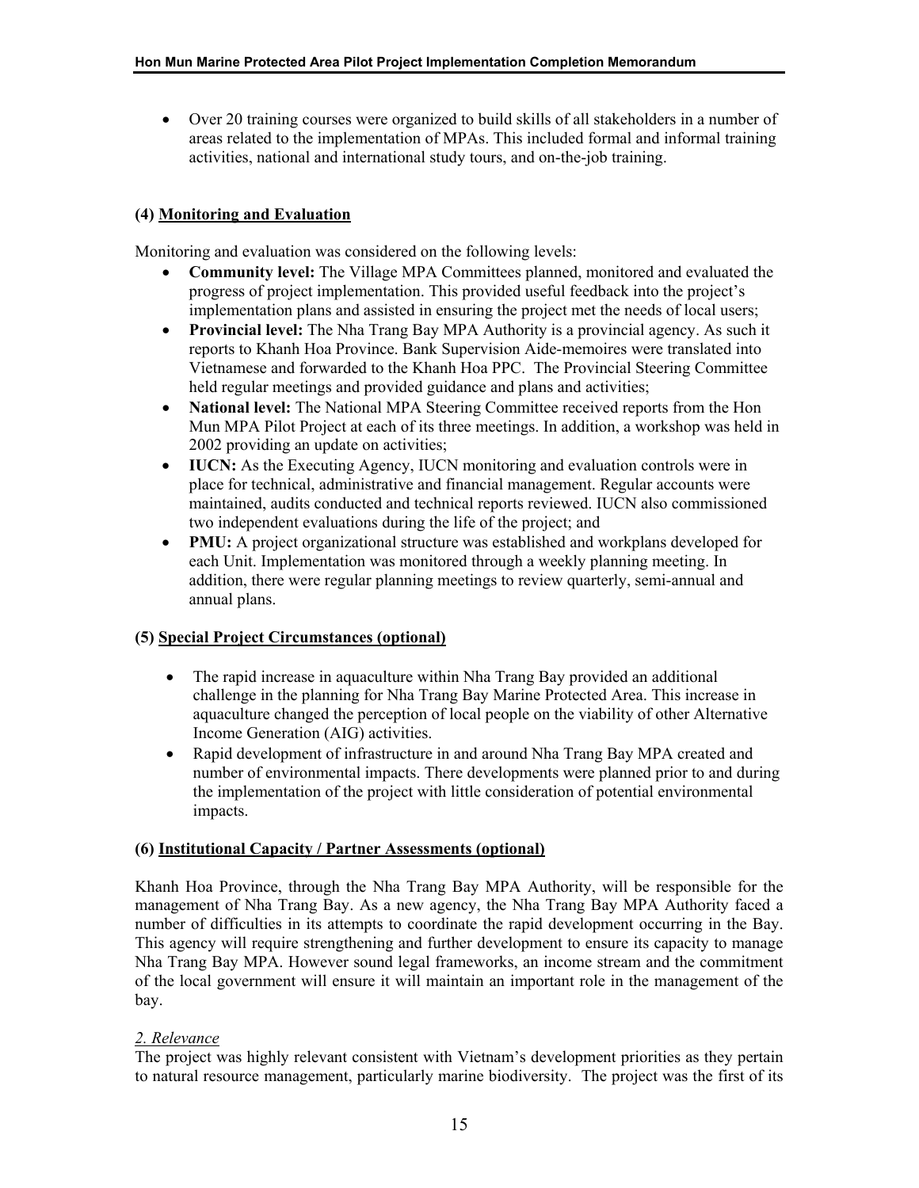- Over 20 training courses were organized to build skills of all stakeholders in a number of areas related to the implementation of MPAs. This included formal and informal training activities, national and international study tours, and on-the-job training.

**(4) Monitoring and Evaluation**

Monitoring and evaluation was considered on the following levels:

- **Community level:** The Village MPA Committees planned, monitored and evaluated the progress of project implementation. This provided useful feedback into the project's implementation plans and assisted in ensuring the project met the needs of local users;
- **Provincial level:** The Nha Trang Bay MPA Authority is a provincial agency. As such it reports to Khanh Hoa Province. Bank Supervision Aide-memoires were translated into Vietnamese and forwarded to the Khanh Hoa PPC. The Provincial Steering Committee held regular meetings and provided guidance and plans and activities;
- **National level:** The National MPA Steering Committee received reports from the Hon Mun MPA Pilot Project at each of its three meetings. In addition, a workshop was held in 2002 providing an update on activities;
- **IUCN:** As the Executing Agency, IUCN monitoring and evaluation controls were in place for technical, administrative and financial management. Regular accounts were maintained, audits conducted and technical reports reviewed. IUCN also commissioned two independent evaluations during the life of the project; and
- **PMU:** A project organizational structure was established and workplans developed for each Unit. Implementation was monitored through a weekly planning meeting. In addition, there were regular planning meetings to review quarterly, semi-annual and annual plans.

**(5) Special Project Circumstances (optional)**

- The rapid increase in aquaculture within Nha Trang Bay provided an additional challenge in the planning for Nha Trang Bay Marine Protected Area. This increase in aquaculture changed the perception of local people on the viability of other Alternative Income Generation (AIG) activities.
- Rapid development of infrastructure in and around Nha Trang Bay MPA created and number of environmental impacts. There developments were planned prior to and during the implementation of the project with little consideration of potential environmental impacts.

**(6) Institutional Capacity / Partner Assessments (optional)**

Khanh Hoa Province, through the Nha Trang Bay MPA Authority, will be responsible for the management of Nha Trang Bay. As a new agency, the Nha Trang Bay MPA Authority faced a number of difficulties in its attempts to coordinate the rapid development occurring in the Bay. This agency will require strengthening and further development to ensure its capacity to manage Nha Trang Bay MPA. However sound legal frameworks, an income stream and the commitment of the local government will ensure it will maintain an important role in the management of the bay.

*2. Relevance*

The project was highly relevant consistent with Vietnam's development priorities as they pertain to natural resource management, particularly marine biodiversity. The project was the first of its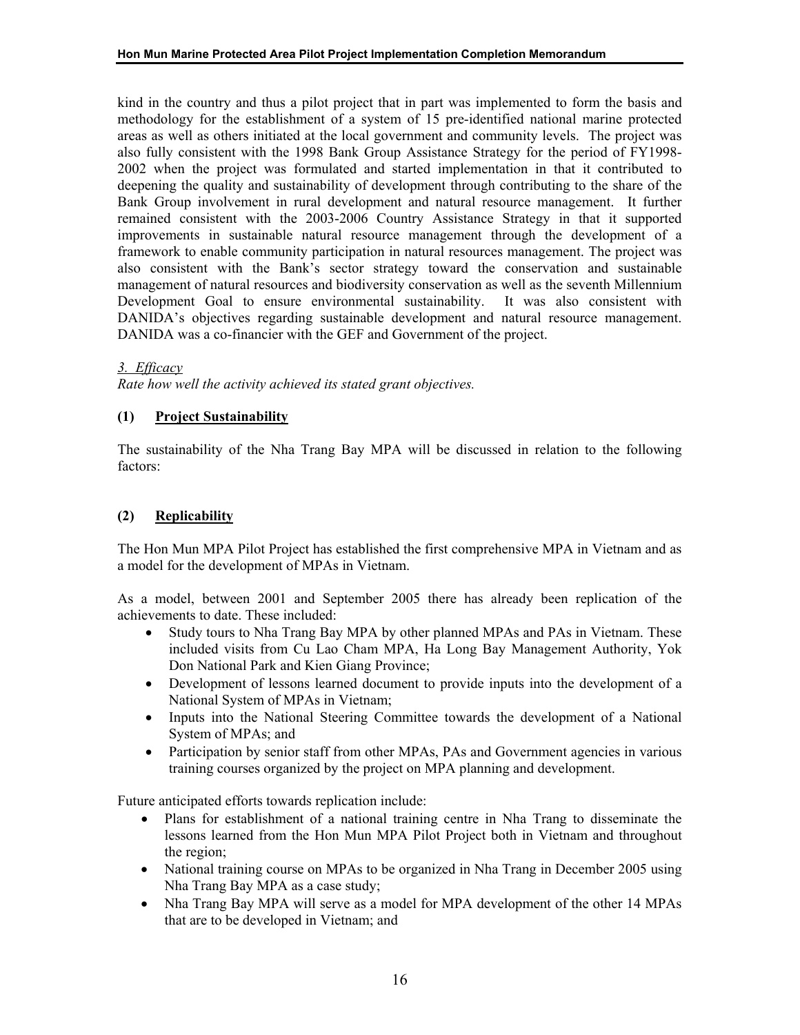kind in the country and thus a pilot project that in part was implemented to form the basis and methodology for the establishment of a system of 15 pre-identified national marine protected areas as well as others initiated at the local government and community levels. The project was also fully consistent with the 1998 Bank Group Assistance Strategy for the period of FY1998-2002 when the project was formulated and started implementation in that it contributed to deepening the quality and sustainability of development through contributing to the share of the Bank Group involvement in rural development and natural resource management. It further remained consistent with the 2003-2006 Country Assistance Strategy in that it supported improvements in sustainable natural resource management through the development of a framework to enable community participation in natural resources management. The project was also consistent with the Bank's sector strategy toward the conservation and sustainable management of natural resources and biodiversity conservation as well as the seventh Millennium Development Goal to ensure environmental sustainability. It was also consistent with DANIDA's objectives regarding sustainable development and natural resource management. DANIDA was a co-financier with the GEF and Government of the project.

*3. Efficacy*

*Rate how well the activity achieved its stated grant objectives.*

**(1) Project Sustainability**

The sustainability of the Nha Trang Bay MPA will be discussed in relation to the following factors:

**(2) Replicability**

The Hon Mun MPA Pilot Project has established the first comprehensive MPA in Vietnam and as a model for the development of MPAs in Vietnam.

As a model, between 2001 and September 2005 there has already been replication of the achievements to date. These included:

- Study tours to Nha Trang Bay MPA by other planned MPAs and PAs in Vietnam. These included visits from Cu Lao Cham MPA, Ha Long Bay Management Authority, Yok Don National Park and Kien Giang Province;
- Development of lessons learned document to provide inputs into the development of a National System of MPAs in Vietnam;
- Inputs into the National Steering Committee towards the development of a National System of MPAs; and
- Participation by senior staff from other MPAs, PAs and Government agencies in various training courses organized by the project on MPA planning and development.

Future anticipated efforts towards replication include:

- Plans for establishment of a national training centre in Nha Trang to disseminate the lessons learned from the Hon Mun MPA Pilot Project both in Vietnam and throughout the region;
- National training course on MPAs to be organized in Nha Trang in December 2005 using Nha Trang Bay MPA as a case study;
- Nha Trang Bay MPA will serve as a model for MPA development of the other 14 MPAs that are to be developed in Vietnam; and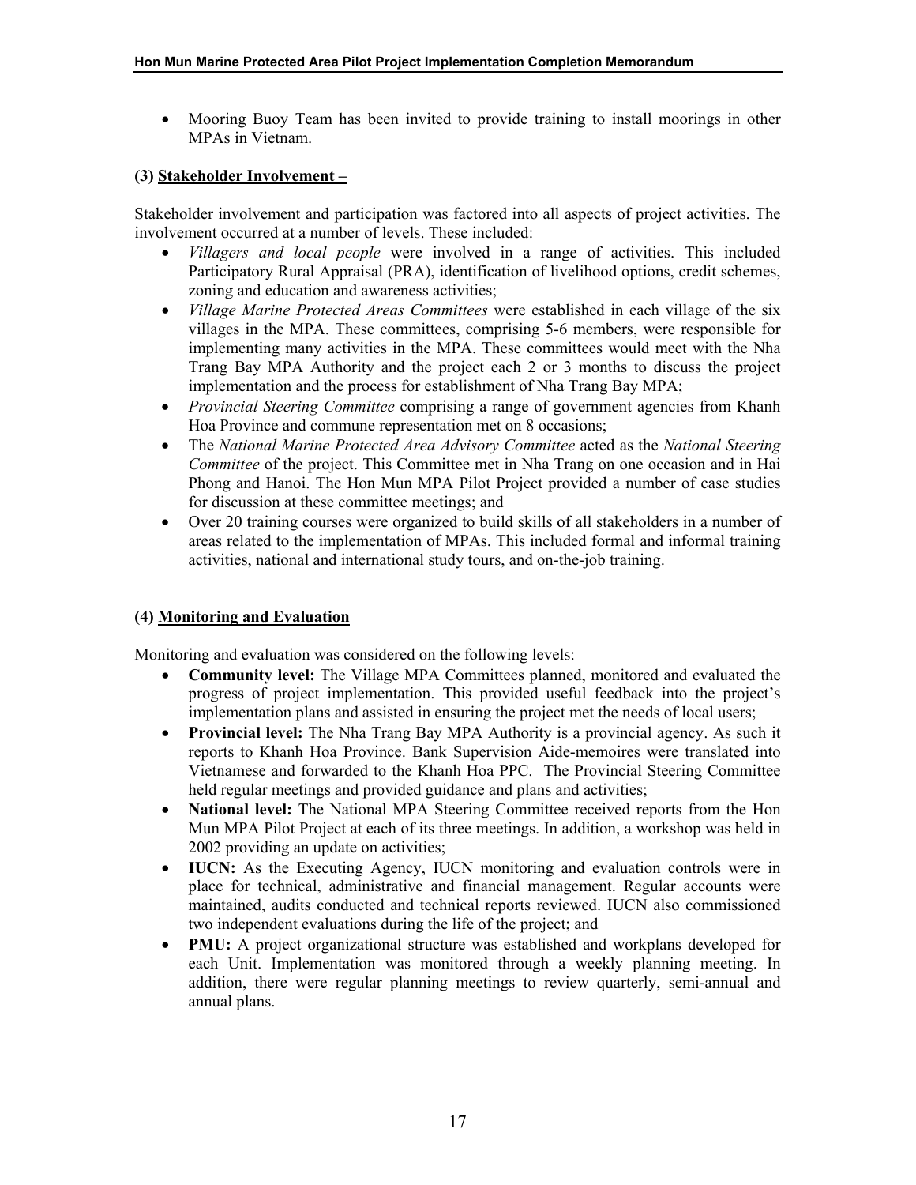- Mooring Buoy Team has been invited to provide training to install moorings in other MPAs in Vietnam.

**(3) Stakeholder Involvement –**

Stakeholder involvement and participation was factored into all aspects of project activities. The involvement occurred at a number of levels. These included:

- *Villagers and local people* were involved in a range of activities. This included Participatory Rural Appraisal (PRA), identification of livelihood options, credit schemes, zoning and education and awareness activities;
- *Village Marine Protected Areas Committees* were established in each village of the six villages in the MPA. These committees, comprising 5-6 members, were responsible for implementing many activities in the MPA. These committees would meet with the Nha Trang Bay MPA Authority and the project each 2 or 3 months to discuss the project implementation and the process for establishment of Nha Trang Bay MPA;
- *Provincial Steering Committee* comprising a range of government agencies from Khanh Hoa Province and commune representation met on 8 occasions;
- The *National Marine Protected Area Advisory Committee* acted as the *National Steering Committee* of the project. This Committee met in Nha Trang on one occasion and in Hai Phong and Hanoi. The Hon Mun MPA Pilot Project provided a number of case studies for discussion at these committee meetings; and
- Over 20 training courses were organized to build skills of all stakeholders in a number of areas related to the implementation of MPAs. This included formal and informal training activities, national and international study tours, and on-the-job training.

**(4) Monitoring and Evaluation**

Monitoring and evaluation was considered on the following levels:

- **Community level:** The Village MPA Committees planned, monitored and evaluated the progress of project implementation. This provided useful feedback into the project's implementation plans and assisted in ensuring the project met the needs of local users;
- **Provincial level:** The Nha Trang Bay MPA Authority is a provincial agency. As such it reports to Khanh Hoa Province. Bank Supervision Aide-memoires were translated into Vietnamese and forwarded to the Khanh Hoa PPC. The Provincial Steering Committee held regular meetings and provided guidance and plans and activities;
- **National level:** The National MPA Steering Committee received reports from the Hon Mun MPA Pilot Project at each of its three meetings. In addition, a workshop was held in 2002 providing an update on activities;
- **IUCN:** As the Executing Agency, IUCN monitoring and evaluation controls were in place for technical, administrative and financial management. Regular accounts were maintained, audits conducted and technical reports reviewed. IUCN also commissioned two independent evaluations during the life of the project; and
- **PMU:** A project organizational structure was established and workplans developed for each Unit. Implementation was monitored through a weekly planning meeting. In addition, there were regular planning meetings to review quarterly, semi-annual and annual plans.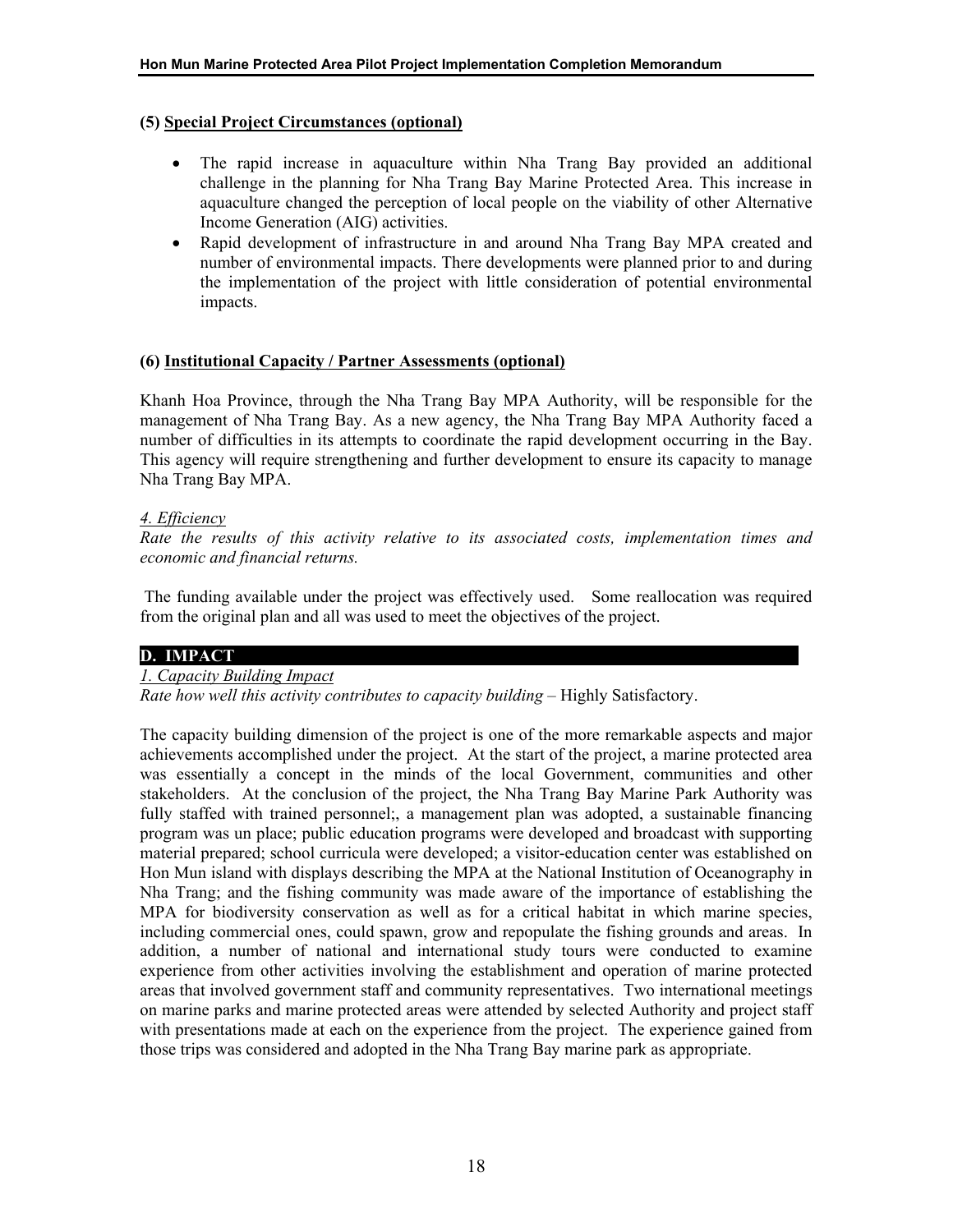### (5) Special Project Circumstances (optional)

- The rapid increase in aquaculture within Nha Trang Bay provided an additional challenge in the planning for Nha Trang Bay Marine Protected Area. This increase in aquaculture changed the perception of local people on the viability of other Alternative Income Generation (AIG) activities.
- Rapid development of infrastructure in and around Nha Trang Bay MPA created and number of environmental impacts. There developments were planned prior to and during the implementation of the project with little consideration of potential environmental impacts.

### (6) Institutional Capacity / Partner Assessments (optional)

Khanh Hoa Province, through the Nha Trang Bay MPA Authority, will be responsible for the management of Nha Trang Bay. As a new agency, the Nha Trang Bay MPA Authority faced a number of difficulties in its attempts to coordinate the rapid development occurring in the Bay. This agency will require strengthening and further development to ensure its capacity to manage Nha Trang Bay MPA.

*4. Efficiency*

*Rate the results of this activity relative to its associated costs, implementation times and economic and financial returns.*

The funding available under the project was effectively used. Some reallocation was required from the original plan and all was used to meet the objectives of the project.

## D. IMPACT

*1. Capacity Building Impact*

*Rate how well this activity contributes to capacity building* – Highly Satisfactory.

The capacity building dimension of the project is one of the more remarkable aspects and major achievements accomplished under the project. At the start of the project, a marine protected area was essentially a concept in the minds of the local Government, communities and other stakeholders. At the conclusion of the project, the Nha Trang Bay Marine Park Authority was fully staffed with trained personnel;, a management plan was adopted, a sustainable financing program was un place; public education programs were developed and broadcast with supporting material prepared; school curricula were developed; a visitor-education center was established on Hon Mun island with displays describing the MPA at the National Institution of Oceanography in Nha Trang; and the fishing community was made aware of the importance of establishing the MPA for biodiversity conservation as well as for a critical habitat in which marine species, including commercial ones, could spawn, grow and repopulate the fishing grounds and areas. In addition, a number of national and international study tours were conducted to examine experience from other activities involving the establishment and operation of marine protected areas that involved government staff and community representatives. Two international meetings on marine parks and marine protected areas were attended by selected Authority and project staff with presentations made at each on the experience from the project. The experience gained from those trips was considered and adopted in the Nha Trang Bay marine park as appropriate.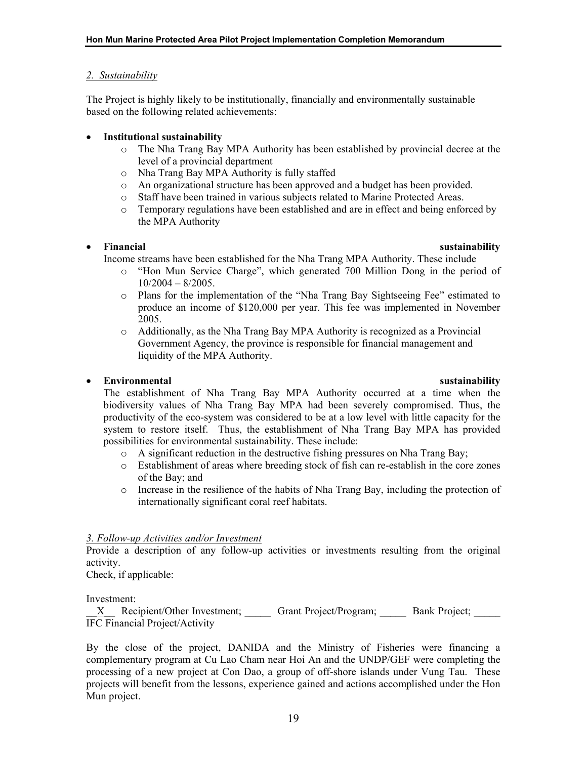*2. Sustainability*

The Project is highly likely to be institutionally, financially and environmentally sustainable based on the following related achievements:

- **Institutional sustainability**
  - The Nha Trang Bay MPA Authority has been established by provincial decree at the level of a provincial department
  - Nha Trang Bay MPA Authority is fully staffed
  - An organizational structure has been approved and a budget has been provided.
  - Staff have been trained in various subjects related to Marine Protected Areas.
  - Temporary regulations have been established and are in effect and being enforced by the MPA Authority

- **Financial sustainability**
  Income streams have been established for the Nha Trang MPA Authority. These include
  - "Hon Mun Service Charge", which generated 700 Million Dong in the period of 10/2004 – 8/2005.
  - Plans for the implementation of the "Nha Trang Bay Sightseeing Fee" estimated to produce an income of $120,000 per year. This fee was implemented in November 2005.
  - Additionally, as the Nha Trang Bay MPA Authority is recognized as a Provincial Government Agency, the province is responsible for financial management and liquidity of the MPA Authority.

- **Environmental sustainability**
  The establishment of Nha Trang Bay MPA Authority occurred at a time when the biodiversity values of Nha Trang Bay MPA had been severely compromised. Thus, the productivity of the eco-system was considered to be at a low level with little capacity for the system to restore itself. Thus, the establishment of Nha Trang Bay MPA has provided possibilities for environmental sustainability. These include:
  - A significant reduction in the destructive fishing pressures on Nha Trang Bay;
  - Establishment of areas where breeding stock of fish can re-establish in the core zones of the Bay; and
  - Increase in the resilience of the habits of Nha Trang Bay, including the protection of internationally significant coral reef habitats.

*3. Follow-up Activities and/or Investment*

Provide a description of any follow-up activities or investments resulting from the original activity.

Check, if applicable:

Investment:

\_\_X\_\_ Recipient/Other Investment; \_\_\_\_\_ Grant Project/Program; \_\_\_\_\_ Bank Project; \_\_\_\_\_ IFC Financial Project/Activity

By the close of the project, DANIDA and the Ministry of Fisheries were financing a complementary program at Cu Lao Cham near Hoi An and the UNDP/GEF were completing the processing of a new project at Con Dao, a group of off-shore islands under Vung Tau. These projects will benefit from the lessons, experience gained and actions accomplished under the Hon Mun project.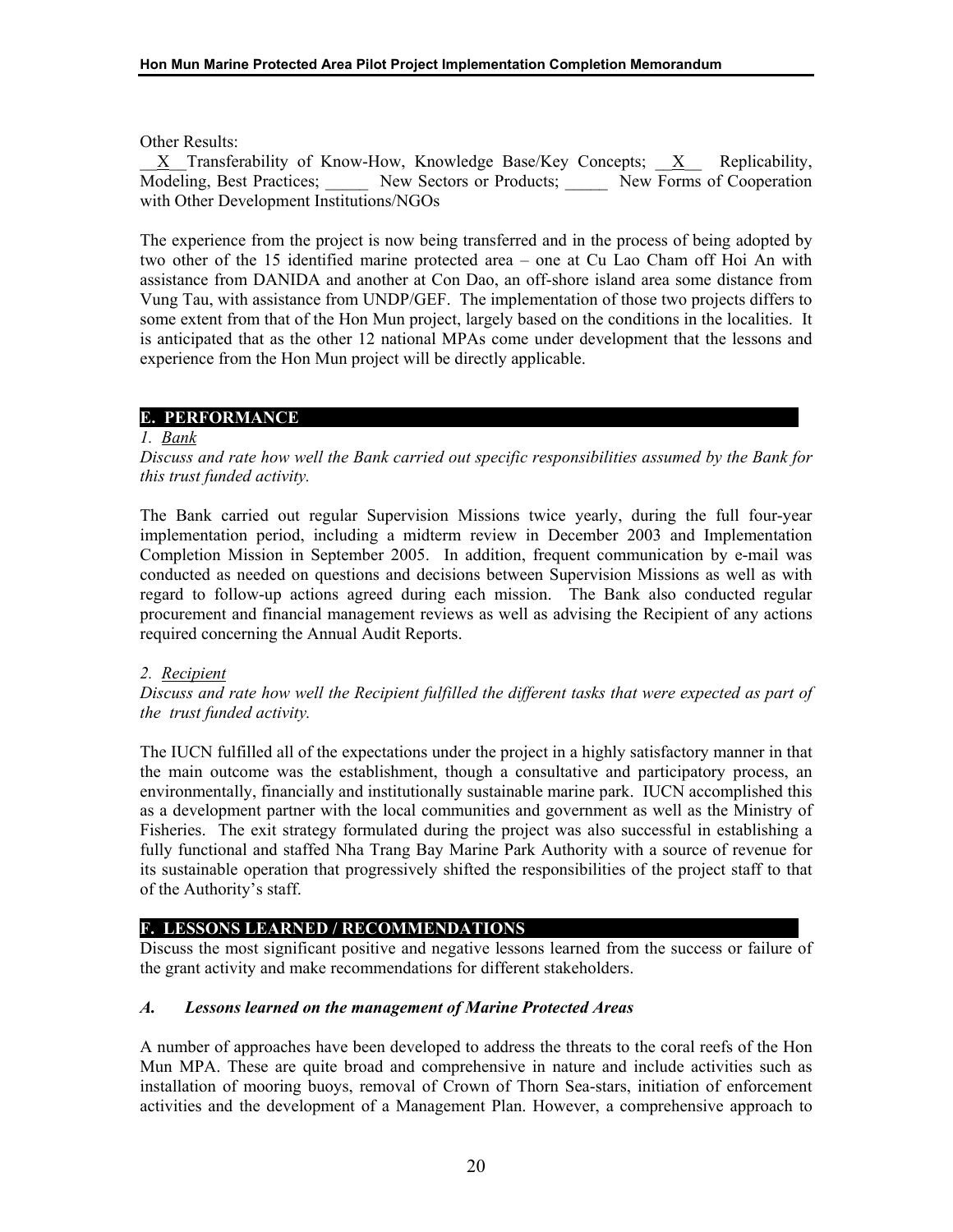Other Results:

__X__Transferability of Know-How, Knowledge Base/Key Concepts; __X__ Replicability, Modeling, Best Practices; _____ New Sectors or Products; _____ New Forms of Cooperation with Other Development Institutions/NGOs

The experience from the project is now being transferred and in the process of being adopted by two other of the 15 identified marine protected area – one at Cu Lao Cham off Hoi An with assistance from DANIDA and another at Con Dao, an off-shore island area some distance from Vung Tau, with assistance from UNDP/GEF. The implementation of those two projects differs to some extent from that of the Hon Mun project, largely based on the conditions in the localities. It is anticipated that as the other 12 national MPAs come under development that the lessons and experience from the Hon Mun project will be directly applicable.

## E. PERFORMANCE

*1. Bank*

*Discuss and rate how well the Bank carried out specific responsibilities assumed by the Bank for this trust funded activity.*

The Bank carried out regular Supervision Missions twice yearly, during the full four-year implementation period, including a midterm review in December 2003 and Implementation Completion Mission in September 2005. In addition, frequent communication by e-mail was conducted as needed on questions and decisions between Supervision Missions as well as with regard to follow-up actions agreed during each mission. The Bank also conducted regular procurement and financial management reviews as well as advising the Recipient of any actions required concerning the Annual Audit Reports.

*2. Recipient*

*Discuss and rate how well the Recipient fulfilled the different tasks that were expected as part of the trust funded activity.*

The IUCN fulfilled all of the expectations under the project in a highly satisfactory manner in that the main outcome was the establishment, though a consultative and participatory process, an environmentally, financially and institutionally sustainable marine park. IUCN accomplished this as a development partner with the local communities and government as well as the Ministry of Fisheries. The exit strategy formulated during the project was also successful in establishing a fully functional and staffed Nha Trang Bay Marine Park Authority with a source of revenue for its sustainable operation that progressively shifted the responsibilities of the project staff to that of the Authority's staff.

## F. LESSONS LEARNED / RECOMMENDATIONS

Discuss the most significant positive and negative lessons learned from the success or failure of the grant activity and make recommendations for different stakeholders.

### *A. Lessons learned on the management of Marine Protected Areas*

A number of approaches have been developed to address the threats to the coral reefs of the Hon Mun MPA. These are quite broad and comprehensive in nature and include activities such as installation of mooring buoys, removal of Crown of Thorn Sea-stars, initiation of enforcement activities and the development of a Management Plan. However, a comprehensive approach to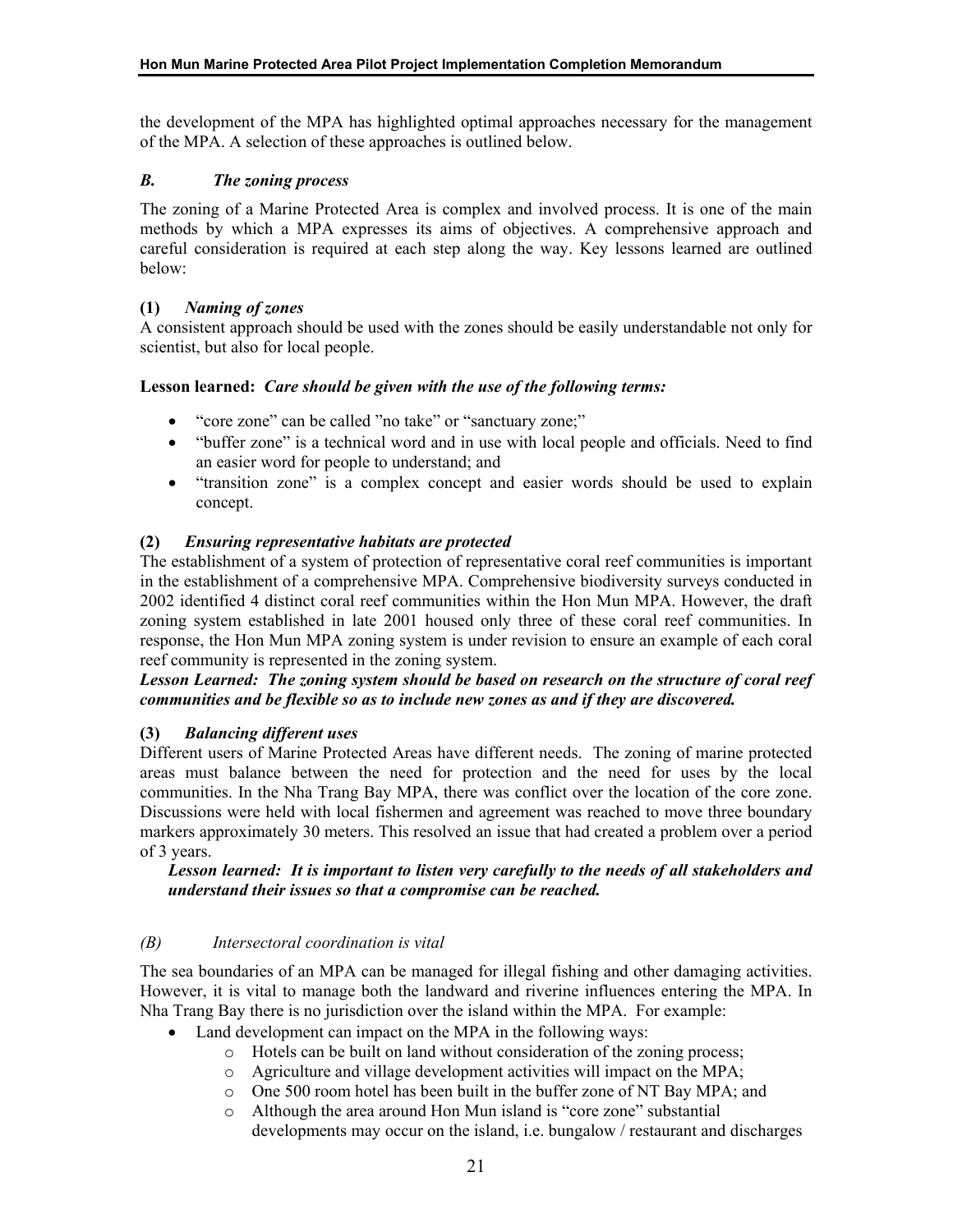the development of the MPA has highlighted optimal approaches necessary for the management of the MPA. A selection of these approaches is outlined below.

### *B. The zoning process*

The zoning of a Marine Protected Area is complex and involved process. It is one of the main methods by which a MPA expresses its aims of objectives. A comprehensive approach and careful consideration is required at each step along the way. Key lessons learned are outlined below:

#### **(1)** *Naming of zones*

A consistent approach should be used with the zones should be easily understandable not only for scientist, but also for local people.

**Lesson learned:** ***Care should be given with the use of the following terms:***

- "core zone" can be called "no take" or "sanctuary zone;"
- "buffer zone" is a technical word and in use with local people and officials. Need to find an easier word for people to understand; and
- "transition zone" is a complex concept and easier words should be used to explain concept.

#### **(2)** ***Ensuring representative habitats are protected***

The establishment of a system of protection of representative coral reef communities is important in the establishment of a comprehensive MPA. Comprehensive biodiversity surveys conducted in 2002 identified 4 distinct coral reef communities within the Hon Mun MPA. However, the draft zoning system established in late 2001 housed only three of these coral reef communities. In response, the Hon Mun MPA zoning system is under revision to ensure an example of each coral reef community is represented in the zoning system.

***Lesson Learned: The zoning system should be based on research on the structure of coral reef communities and be flexible so as to include new zones as and if they are discovered.***

#### **(3)** ***Balancing different uses***

Different users of Marine Protected Areas have different needs. The zoning of marine protected areas must balance between the need for protection and the need for uses by the local communities. In the Nha Trang Bay MPA, there was conflict over the location of the core zone. Discussions were held with local fishermen and agreement was reached to move three boundary markers approximately 30 meters. This resolved an issue that had created a problem over a period of 3 years.

***Lesson learned: It is important to listen very carefully to the needs of all stakeholders and understand their issues so that a compromise can be reached.***

### *(B) Intersectoral coordination is vital*

The sea boundaries of an MPA can be managed for illegal fishing and other damaging activities. However, it is vital to manage both the landward and riverine influences entering the MPA. In Nha Trang Bay there is no jurisdiction over the island within the MPA. For example:

- Land development can impact on the MPA in the following ways:
  - Hotels can be built on land without consideration of the zoning process;
  - Agriculture and village development activities will impact on the MPA;
  - One 500 room hotel has been built in the buffer zone of NT Bay MPA; and
  - Although the area around Hon Mun island is "core zone" substantial developments may occur on the island, i.e. bungalow / restaurant and discharges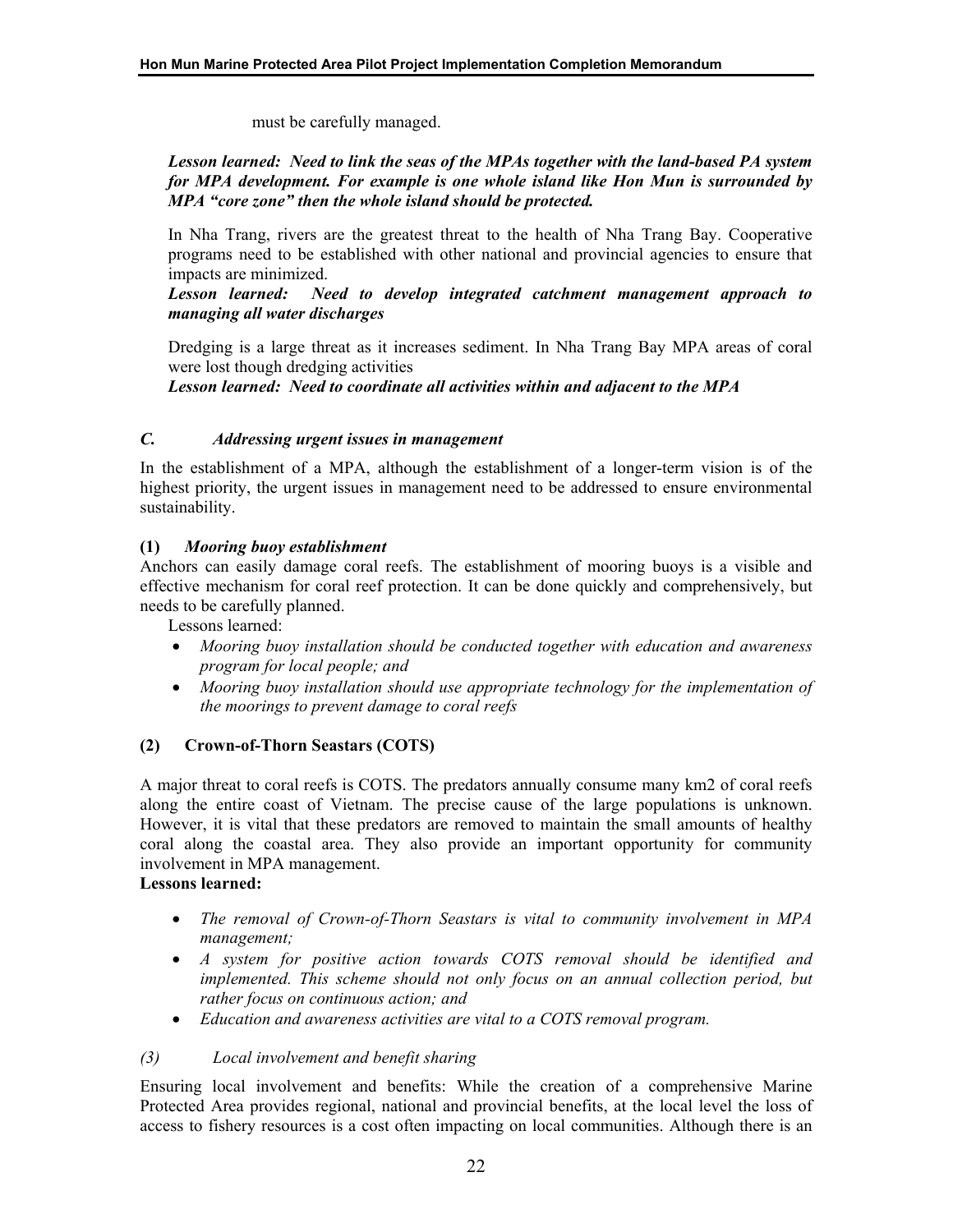must be carefully managed.

***Lesson learned: Need to link the seas of the MPAs together with the land-based PA system for MPA development. For example is one whole island like Hon Mun is surrounded by MPA "core zone" then the whole island should be protected.***

In Nha Trang, rivers are the greatest threat to the health of Nha Trang Bay. Cooperative programs need to be established with other national and provincial agencies to ensure that impacts are minimized.

***Lesson learned: Need to develop integrated catchment management approach to managing all water discharges***

Dredging is a large threat as it increases sediment. In Nha Trang Bay MPA areas of coral were lost though dredging activities

***Lesson learned: Need to coordinate all activities within and adjacent to the MPA***

### *C. Addressing urgent issues in management*

In the establishment of a MPA, although the establishment of a longer-term vision is of the highest priority, the urgent issues in management need to be addressed to ensure environmental sustainability.

#### (1) *Mooring buoy establishment*

Anchors can easily damage coral reefs. The establishment of mooring buoys is a visible and effective mechanism for coral reef protection. It can be done quickly and comprehensively, but needs to be carefully planned.

Lessons learned:

- *Mooring buoy installation should be conducted together with education and awareness program for local people; and*
- *Mooring buoy installation should use appropriate technology for the implementation of the moorings to prevent damage to coral reefs*

#### (2) Crown-of-Thorn Seastars (COTS)

A major threat to coral reefs is COTS. The predators annually consume many km2 of coral reefs along the entire coast of Vietnam. The precise cause of the large populations is unknown. However, it is vital that these predators are removed to maintain the small amounts of healthy coral along the coastal area. They also provide an important opportunity for community involvement in MPA management.

**Lessons learned:**

- *The removal of Crown-of-Thorn Seastars is vital to community involvement in MPA management;*
- *A system for positive action towards COTS removal should be identified and implemented. This scheme should not only focus on an annual collection period, but rather focus on continuous action; and*
- *Education and awareness activities are vital to a COTS removal program.*

#### *(3) Local involvement and benefit sharing*

Ensuring local involvement and benefits: While the creation of a comprehensive Marine Protected Area provides regional, national and provincial benefits, at the local level the loss of access to fishery resources is a cost often impacting on local communities. Although there is an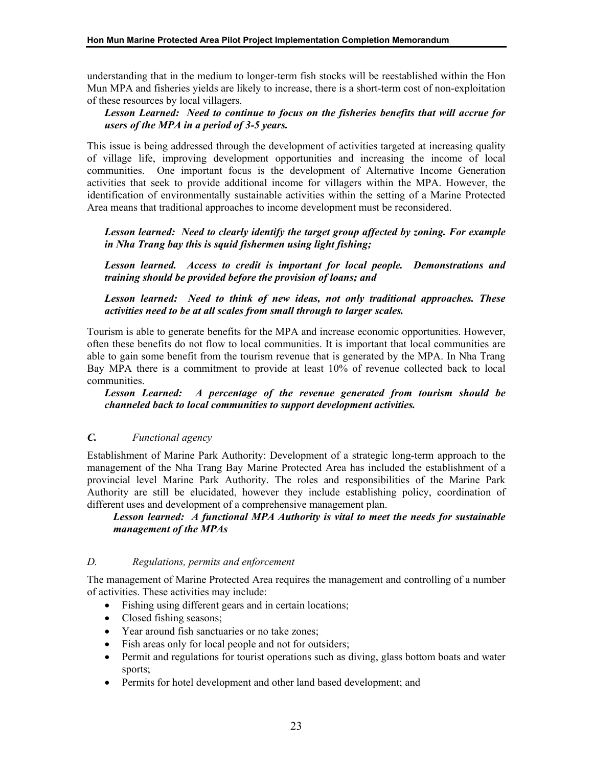understanding that in the medium to longer-term fish stocks will be reestablished within the Hon Mun MPA and fisheries yields are likely to increase, there is a short-term cost of non-exploitation of these resources by local villagers.

> ***Lesson Learned: Need to continue to focus on the fisheries benefits that will accrue for users of the MPA in a period of 3-5 years.***

This issue is being addressed through the development of activities targeted at increasing quality of village life, improving development opportunities and increasing the income of local communities. One important focus is the development of Alternative Income Generation activities that seek to provide additional income for villagers within the MPA. However, the identification of environmentally sustainable activities within the setting of a Marine Protected Area means that traditional approaches to income development must be reconsidered.

> ***Lesson learned: Need to clearly identify the target group affected by zoning. For example in Nha Trang bay this is squid fishermen using light fishing;***
>
> ***Lesson learned. Access to credit is important for local people. Demonstrations and training should be provided before the provision of loans; and***
>
> ***Lesson learned: Need to think of new ideas, not only traditional approaches. These activities need to be at all scales from small through to larger scales.***

Tourism is able to generate benefits for the MPA and increase economic opportunities. However, often these benefits do not flow to local communities. It is important that local communities are able to gain some benefit from the tourism revenue that is generated by the MPA. In Nha Trang Bay MPA there is a commitment to provide at least 10% of revenue collected back to local communities.

> ***Lesson Learned: A percentage of the revenue generated from tourism should be channeled back to local communities to support development activities.***

### ***C.*** *Functional agency*

Establishment of Marine Park Authority: Development of a strategic long-term approach to the management of the Nha Trang Bay Marine Protected Area has included the establishment of a provincial level Marine Park Authority. The roles and responsibilities of the Marine Park Authority are still be elucidated, however they include establishing policy, coordination of different uses and development of a comprehensive management plan.

> ***Lesson learned: A functional MPA Authority is vital to meet the needs for sustainable management of the MPAs***

### *D. Regulations, permits and enforcement*

The management of Marine Protected Area requires the management and controlling of a number of activities. These activities may include:

- Fishing using different gears and in certain locations;
- Closed fishing seasons;
- Year around fish sanctuaries or no take zones;
- Fish areas only for local people and not for outsiders;
- Permit and regulations for tourist operations such as diving, glass bottom boats and water sports;
- Permits for hotel development and other land based development; and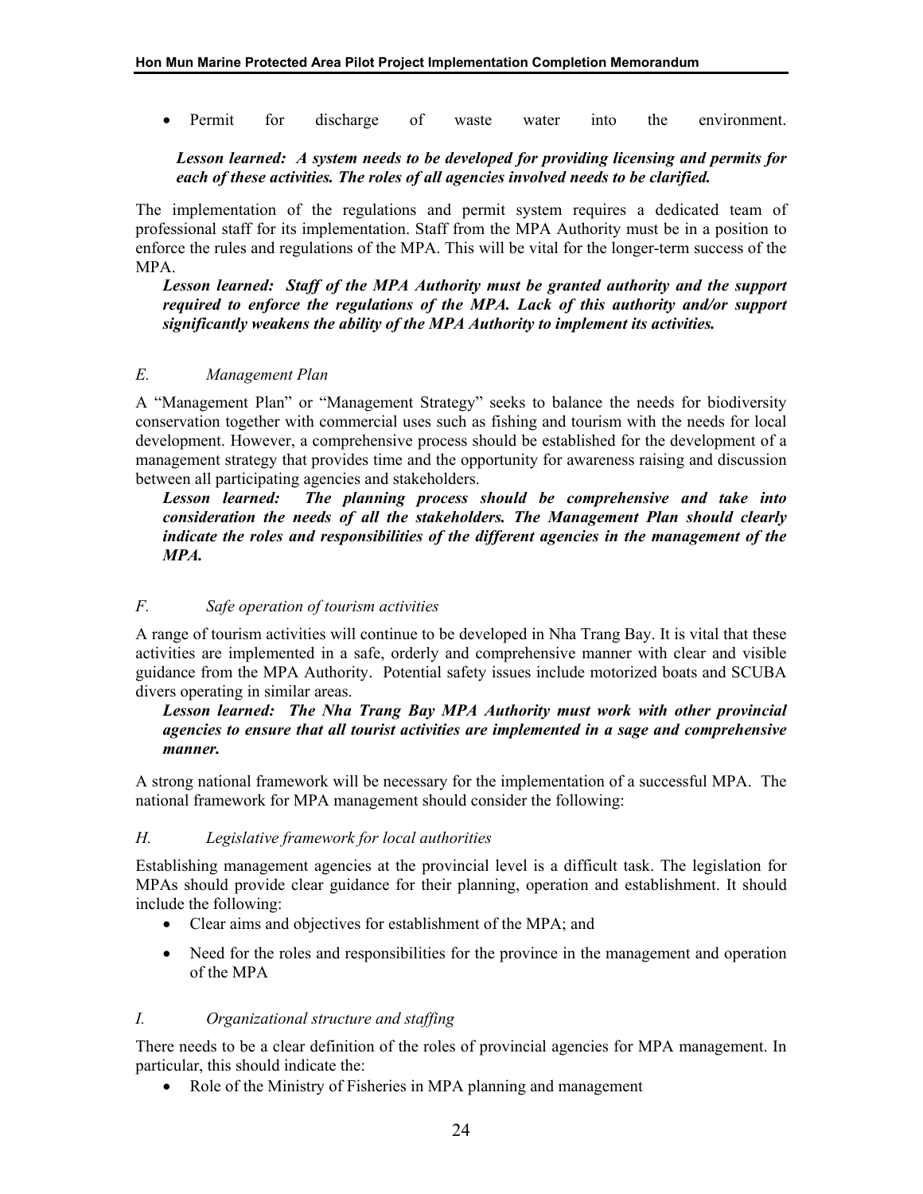- Permit for discharge of waste water into the environment.

  ***Lesson learned: A system needs to be developed for providing licensing and permits for each of these activities. The roles of all agencies involved needs to be clarified.***

The implementation of the regulations and permit system requires a dedicated team of professional staff for its implementation. Staff from the MPA Authority must be in a position to enforce the rules and regulations of the MPA. This will be vital for the longer-term success of the MPA.

***Lesson learned: Staff of the MPA Authority must be granted authority and the support required to enforce the regulations of the MPA. Lack of this authority and/or support significantly weakens the ability of the MPA Authority to implement its activities.***

### *E. Management Plan*

A "Management Plan" or "Management Strategy" seeks to balance the needs for biodiversity conservation together with commercial uses such as fishing and tourism with the needs for local development. However, a comprehensive process should be established for the development of a management strategy that provides time and the opportunity for awareness raising and discussion between all participating agencies and stakeholders.

***Lesson learned: The planning process should be comprehensive and take into consideration the needs of all the stakeholders. The Management Plan should clearly indicate the roles and responsibilities of the different agencies in the management of the MPA.***

### *F. Safe operation of tourism activities*

A range of tourism activities will continue to be developed in Nha Trang Bay. It is vital that these activities are implemented in a safe, orderly and comprehensive manner with clear and visible guidance from the MPA Authority. Potential safety issues include motorized boats and SCUBA divers operating in similar areas.

***Lesson learned: The Nha Trang Bay MPA Authority must work with other provincial agencies to ensure that all tourist activities are implemented in a sage and comprehensive manner.***

A strong national framework will be necessary for the implementation of a successful MPA. The national framework for MPA management should consider the following:

### *H. Legislative framework for local authorities*

Establishing management agencies at the provincial level is a difficult task. The legislation for MPAs should provide clear guidance for their planning, operation and establishment. It should include the following:

- Clear aims and objectives for establishment of the MPA; and
- Need for the roles and responsibilities for the province in the management and operation of the MPA

### *I. Organizational structure and staffing*

There needs to be a clear definition of the roles of provincial agencies for MPA management. In particular, this should indicate the:

- Role of the Ministry of Fisheries in MPA planning and management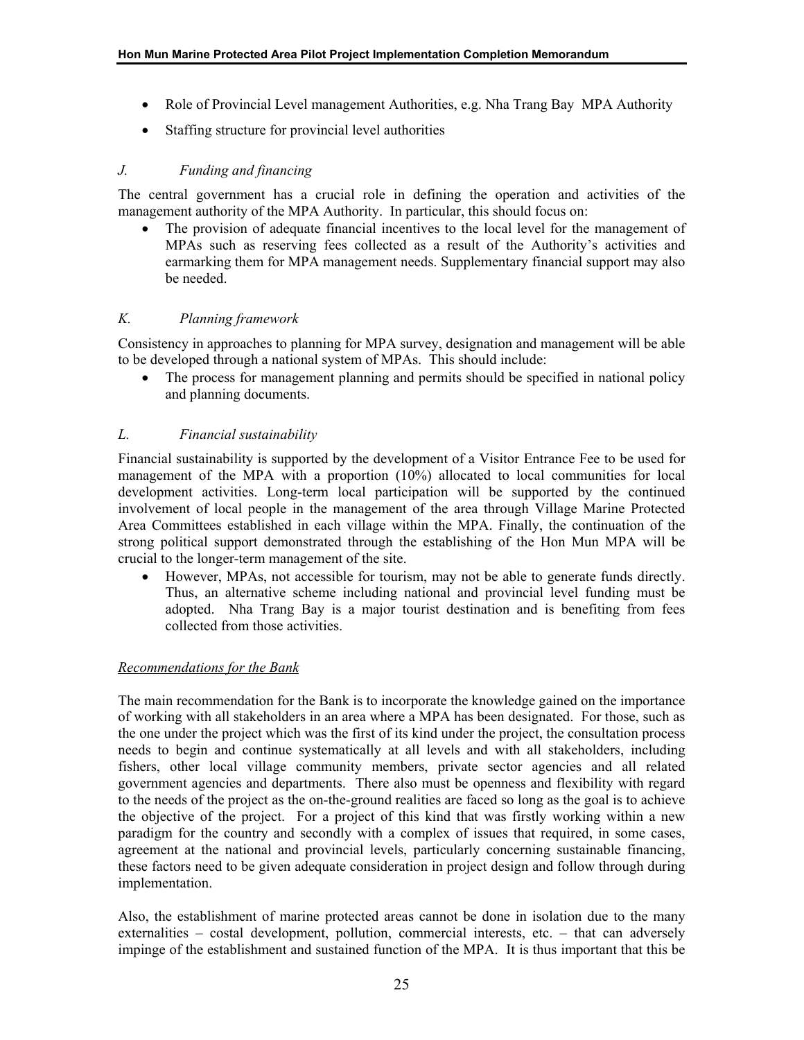- Role of Provincial Level management Authorities, e.g. Nha Trang Bay MPA Authority
- Staffing structure for provincial level authorities

### *J. Funding and financing*

The central government has a crucial role in defining the operation and activities of the management authority of the MPA Authority. In particular, this should focus on:

- The provision of adequate financial incentives to the local level for the management of MPAs such as reserving fees collected as a result of the Authority's activities and earmarking them for MPA management needs. Supplementary financial support may also be needed.

### *K. Planning framework*

Consistency in approaches to planning for MPA survey, designation and management will be able to be developed through a national system of MPAs. This should include:

- The process for management planning and permits should be specified in national policy and planning documents.

### *L. Financial sustainability*

Financial sustainability is supported by the development of a Visitor Entrance Fee to be used for management of the MPA with a proportion (10%) allocated to local communities for local development activities. Long-term local participation will be supported by the continued involvement of local people in the management of the area through Village Marine Protected Area Committees established in each village within the MPA. Finally, the continuation of the strong political support demonstrated through the establishing of the Hon Mun MPA will be crucial to the longer-term management of the site.

- However, MPAs, not accessible for tourism, may not be able to generate funds directly. Thus, an alternative scheme including national and provincial level funding must be adopted. Nha Trang Bay is a major tourist destination and is benefiting from fees collected from those activities.

### *Recommendations for the Bank*

The main recommendation for the Bank is to incorporate the knowledge gained on the importance of working with all stakeholders in an area where a MPA has been designated. For those, such as the one under the project which was the first of its kind under the project, the consultation process needs to begin and continue systematically at all levels and with all stakeholders, including fishers, other local village community members, private sector agencies and all related government agencies and departments. There also must be openness and flexibility with regard to the needs of the project as the on-the-ground realities are faced so long as the goal is to achieve the objective of the project. For a project of this kind that was firstly working within a new paradigm for the country and secondly with a complex of issues that required, in some cases, agreement at the national and provincial levels, particularly concerning sustainable financing, these factors need to be given adequate consideration in project design and follow through during implementation.

Also, the establishment of marine protected areas cannot be done in isolation due to the many externalities – costal development, pollution, commercial interests, etc. – that can adversely impinge of the establishment and sustained function of the MPA. It is thus important that this be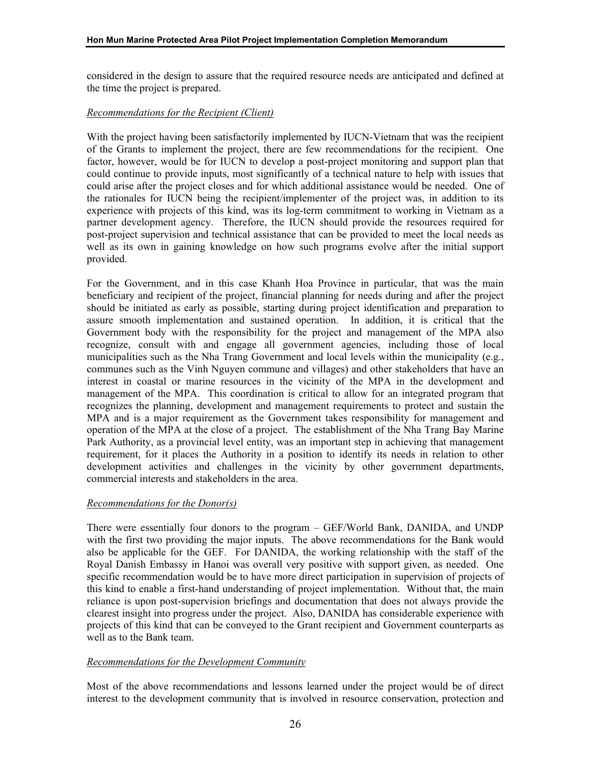considered in the design to assure that the required resource needs are anticipated and defined at the time the project is prepared.

*Recommendations for the Recipient (Client)*

With the project having been satisfactorily implemented by IUCN-Vietnam that was the recipient of the Grants to implement the project, there are few recommendations for the recipient. One factor, however, would be for IUCN to develop a post-project monitoring and support plan that could continue to provide inputs, most significantly of a technical nature to help with issues that could arise after the project closes and for which additional assistance would be needed. One of the rationales for IUCN being the recipient/implementer of the project was, in addition to its experience with projects of this kind, was its log-term commitment to working in Vietnam as a partner development agency. Therefore, the IUCN should provide the resources required for post-project supervision and technical assistance that can be provided to meet the local needs as well as its own in gaining knowledge on how such programs evolve after the initial support provided.

For the Government, and in this case Khanh Hoa Province in particular, that was the main beneficiary and recipient of the project, financial planning for needs during and after the project should be initiated as early as possible, starting during project identification and preparation to assure smooth implementation and sustained operation. In addition, it is critical that the Government body with the responsibility for the project and management of the MPA also recognize, consult with and engage all government agencies, including those of local municipalities such as the Nha Trang Government and local levels within the municipality (e.g., communes such as the Vinh Nguyen commune and villages) and other stakeholders that have an interest in coastal or marine resources in the vicinity of the MPA in the development and management of the MPA. This coordination is critical to allow for an integrated program that recognizes the planning, development and management requirements to protect and sustain the MPA and is a major requirement as the Government takes responsibility for management and operation of the MPA at the close of a project. The establishment of the Nha Trang Bay Marine Park Authority, as a provincial level entity, was an important step in achieving that management requirement, for it places the Authority in a position to identify its needs in relation to other development activities and challenges in the vicinity by other government departments, commercial interests and stakeholders in the area.

*Recommendations for the Donor(s)*

There were essentially four donors to the program – GEF/World Bank, DANIDA, and UNDP with the first two providing the major inputs. The above recommendations for the Bank would also be applicable for the GEF. For DANIDA, the working relationship with the staff of the Royal Danish Embassy in Hanoi was overall very positive with support given, as needed. One specific recommendation would be to have more direct participation in supervision of projects of this kind to enable a first-hand understanding of project implementation. Without that, the main reliance is upon post-supervision briefings and documentation that does not always provide the clearest insight into progress under the project. Also, DANIDA has considerable experience with projects of this kind that can be conveyed to the Grant recipient and Government counterparts as well as to the Bank team.

*Recommendations for the Development Community*

Most of the above recommendations and lessons learned under the project would be of direct interest to the development community that is involved in resource conservation, protection and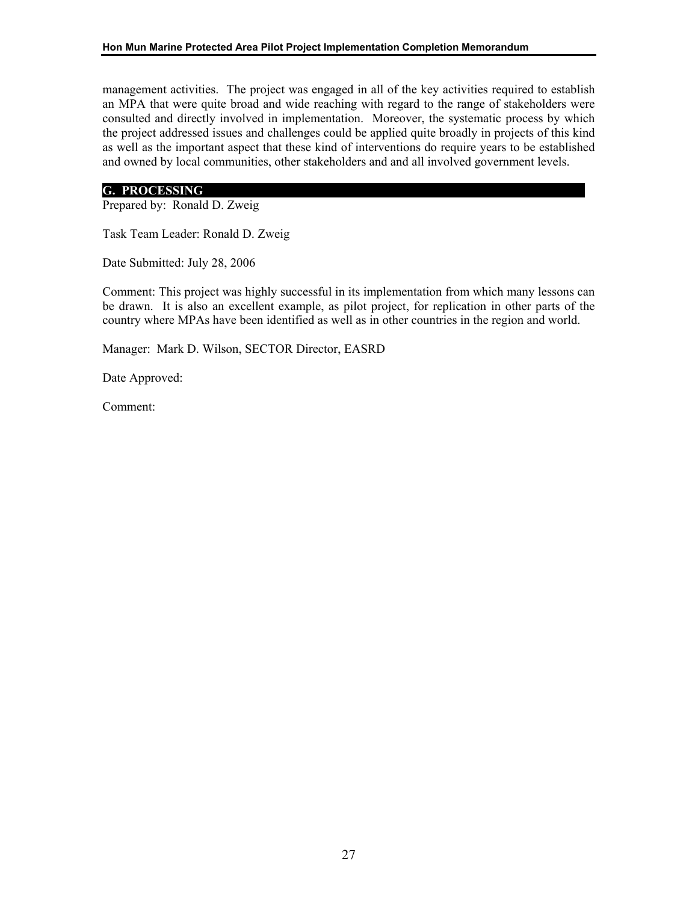management activities. The project was engaged in all of the key activities required to establish an MPA that were quite broad and wide reaching with regard to the range of stakeholders were consulted and directly involved in implementation. Moreover, the systematic process by which the project addressed issues and challenges could be applied quite broadly in projects of this kind as well as the important aspect that these kind of interventions do require years to be established and owned by local communities, other stakeholders and and all involved government levels.

## G. PROCESSING

Prepared by: Ronald D. Zweig

Task Team Leader: Ronald D. Zweig

Date Submitted: July 28, 2006

Comment: This project was highly successful in its implementation from which many lessons can be drawn. It is also an excellent example, as pilot project, for replication in other parts of the country where MPAs have been identified as well as in other countries in the region and world.

Manager: Mark D. Wilson, SECTOR Director, EASRD

Date Approved:

Comment: